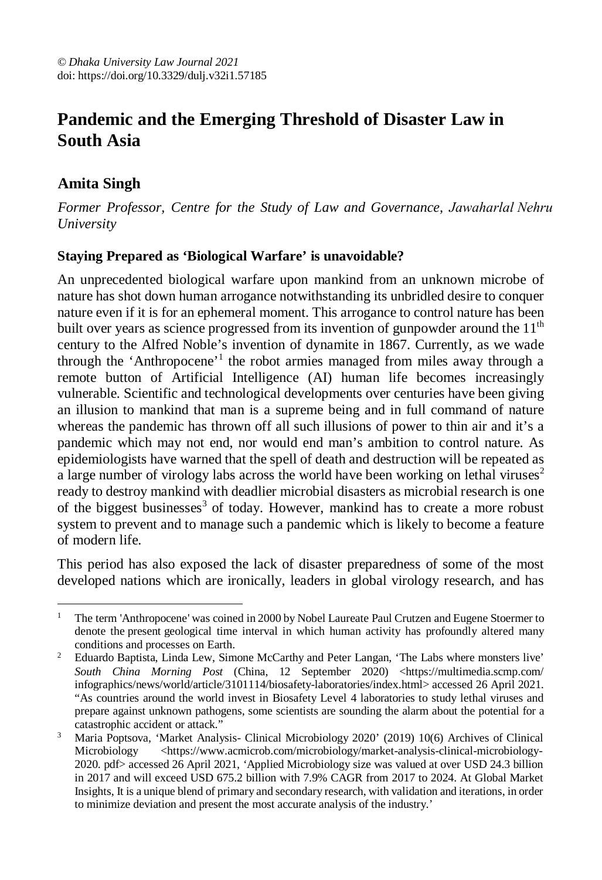© *Dhaka University Law Journal 2021*
doi: https://doi.org/10.3329/dulj.v32i1.57185

# Pandemic and the Emerging Threshold of Disaster Law in South Asia

## Amita Singh

*Former Professor, Centre for the Study of Law and Governance, Jawaharlal Nehru University*

### Staying Prepared as 'Biological Warfare' is unavoidable?

An unprecedented biological warfare upon mankind from an unknown microbe of nature has shot down human arrogance notwithstanding its unbridled desire to conquer nature even if it is for an ephemeral moment. This arrogance to control nature has been built over years as science progressed from its invention of gunpowder around the 11th century to the Alfred Noble's invention of dynamite in 1867. Currently, as we wade through the 'Anthropocene'[1] the robot armies managed from miles away through a remote button of Artificial Intelligence (AI) human life becomes increasingly vulnerable. Scientific and technological developments over centuries have been giving an illusion to mankind that man is a supreme being and in full command of nature whereas the pandemic has thrown off all such illusions of power to thin air and it's a pandemic which may not end, nor would end man's ambition to control nature. As epidemiologists have warned that the spell of death and destruction will be repeated as a large number of virology labs across the world have been working on lethal viruses[2] ready to destroy mankind with deadlier microbial disasters as microbial research is one of the biggest businesses[3] of today. However, mankind has to create a more robust system to prevent and to manage such a pandemic which is likely to become a feature of modern life.

This period has also exposed the lack of disaster preparedness of some of the most developed nations which are ironically, leaders in global virology research, and has

---

[1] The term 'Anthropocene' was coined in 2000 by Nobel Laureate Paul Crutzen and Eugene Stoermer to denote the present geological time interval in which human activity has profoundly altered many conditions and processes on Earth.

[2] Eduardo Baptista, Linda Lew, Simone McCarthy and Peter Langan, 'The Labs where monsters live' *South China Morning Post* (China, 12 September 2020) <https://multimedia.scmp.com/infographics/news/world/article/3101114/biosafety-laboratories/index.html> accessed 26 April 2021. "As countries around the world invest in Biosafety Level 4 laboratories to study lethal viruses and prepare against unknown pathogens, some scientists are sounding the alarm about the potential for a catastrophic accident or attack."

[3] Maria Poptsova, 'Market Analysis- Clinical Microbiology 2020' (2019) 10(6) Archives of Clinical Microbiology <https://www.acmicrob.com/microbiology/market-analysis-clinical-microbiology-2020. pdf> accessed 26 April 2021, 'Applied Microbiology size was valued at over USD 24.3 billion in 2017 and will exceed USD 675.2 billion with 7.9% CAGR from 2017 to 2024. At Global Market Insights, It is a unique blend of primary and secondary research, with validation and iterations, in order to minimize deviation and present the most accurate analysis of the industry.'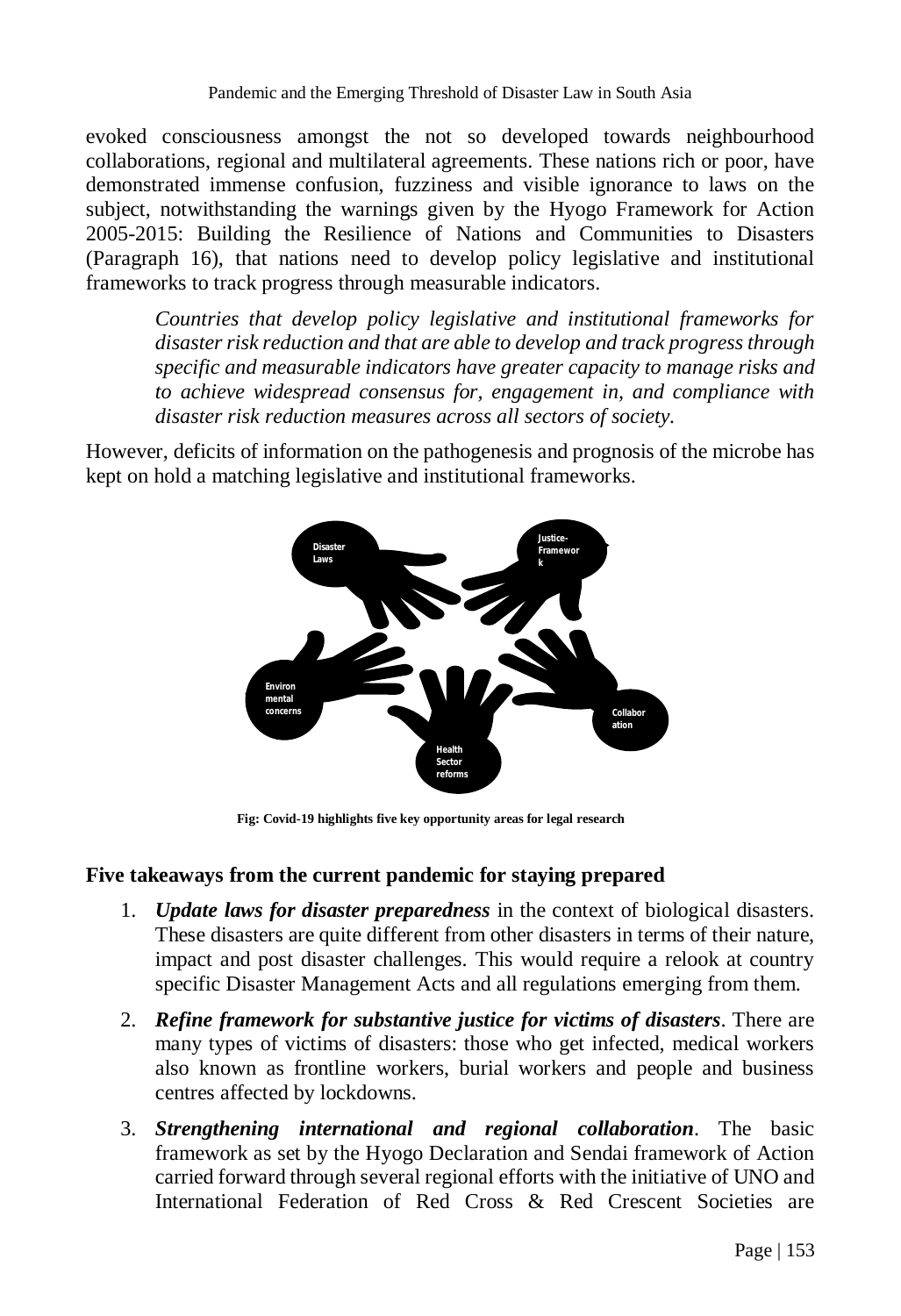evoked consciousness amongst the not so developed towards neighbourhood collaborations, regional and multilateral agreements. These nations rich or poor, have demonstrated immense confusion, fuzziness and visible ignorance to laws on the subject, notwithstanding the warnings given by the Hyogo Framework for Action 2005-2015: Building the Resilience of Nations and Communities to Disasters (Paragraph 16), that nations need to develop policy legislative and institutional frameworks to track progress through measurable indicators.

> *Countries that develop policy legislative and institutional frameworks for disaster risk reduction and that are able to develop and track progress through specific and measurable indicators have greater capacity to manage risks and to achieve widespread consensus for, engagement in, and compliance with disaster risk reduction measures across all sectors of society.*

However, deficits of information on the pathogenesis and prognosis of the microbe has kept on hold a matching legislative and institutional frameworks.

Disaster Laws | Justice-Framework | Environmental concerns | Health Sector reforms | Collaboration

**Fig: Covid-19 highlights five key opportunity areas for legal research**

## Five takeaways from the current pandemic for staying prepared

1. ***Update laws for disaster preparedness*** in the context of biological disasters. These disasters are quite different from other disasters in terms of their nature, impact and post disaster challenges. This would require a relook at country specific Disaster Management Acts and all regulations emerging from them.
2. ***Refine framework for substantive justice for victims of disasters***. There are many types of victims of disasters: those who get infected, medical workers also known as frontline workers, burial workers and people and business centres affected by lockdowns.
3. ***Strengthening international and regional collaboration***. The basic framework as set by the Hyogo Declaration and Sendai framework of Action carried forward through several regional efforts with the initiative of UNO and International Federation of Red Cross & Red Crescent Societies are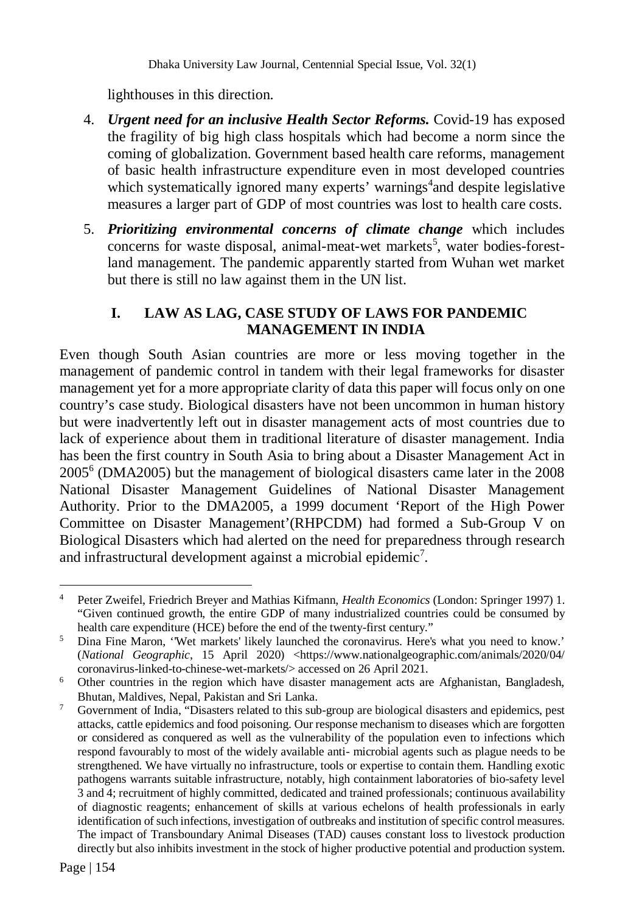lighthouses in this direction.

4. ***Urgent need for an inclusive Health Sector Reforms.*** Covid-19 has exposed the fragility of big high class hospitals which had become a norm since the coming of globalization. Government based health care reforms, management of basic health infrastructure expenditure even in most developed countries which systematically ignored many experts' warnings[4]and despite legislative measures a larger part of GDP of most countries was lost to health care costs.

5. ***Prioritizing environmental concerns of climate change*** which includes concerns for waste disposal, animal-meat-wet markets[5], water bodies-forest-land management. The pandemic apparently started from Wuhan wet market but there is still no law against them in the UN list.

## I. LAW AS LAG, CASE STUDY OF LAWS FOR PANDEMIC MANAGEMENT IN INDIA

Even though South Asian countries are more or less moving together in the management of pandemic control in tandem with their legal frameworks for disaster management yet for a more appropriate clarity of data this paper will focus only on one country's case study. Biological disasters have not been uncommon in human history but were inadvertently left out in disaster management acts of most countries due to lack of experience about them in traditional literature of disaster management. India has been the first country in South Asia to bring about a Disaster Management Act in 2005[6] (DMA2005) but the management of biological disasters came later in the 2008 National Disaster Management Guidelines of National Disaster Management Authority. Prior to the DMA2005, a 1999 document 'Report of the High Power Committee on Disaster Management'(RHPCDM) had formed a Sub-Group V on Biological Disasters which had alerted on the need for preparedness through research and infrastructural development against a microbial epidemic[7].

---

[4] Peter Zweifel, Friedrich Breyer and Mathias Kifmann, *Health Economics* (London: Springer 1997) 1. "Given continued growth, the entire GDP of many industrialized countries could be consumed by health care expenditure (HCE) before the end of the twenty-first century."

[5] Dina Fine Maron, ''Wet markets' likely launched the coronavirus. Here's what you need to know.' (*National Geographic*, 15 April 2020) <https://www.nationalgeographic.com/animals/2020/04/coronavirus-linked-to-chinese-wet-markets/> accessed on 26 April 2021.

[6] Other countries in the region which have disaster management acts are Afghanistan, Bangladesh, Bhutan, Maldives, Nepal, Pakistan and Sri Lanka.

[7] Government of India, "Disasters related to this sub-group are biological disasters and epidemics, pest attacks, cattle epidemics and food poisoning. Our response mechanism to diseases which are forgotten or considered as conquered as well as the vulnerability of the population even to infections which respond favourably to most of the widely available anti- microbial agents such as plague needs to be strengthened. We have virtually no infrastructure, tools or expertise to contain them. Handling exotic pathogens warrants suitable infrastructure, notably, high containment laboratories of bio-safety level 3 and 4; recruitment of highly committed, dedicated and trained professionals; continuous availability of diagnostic reagents; enhancement of skills at various echelons of health professionals in early identification of such infections, investigation of outbreaks and institution of specific control measures. The impact of Transboundary Animal Diseases (TAD) causes constant loss to livestock production directly but also inhibits investment in the stock of higher productive potential and production system.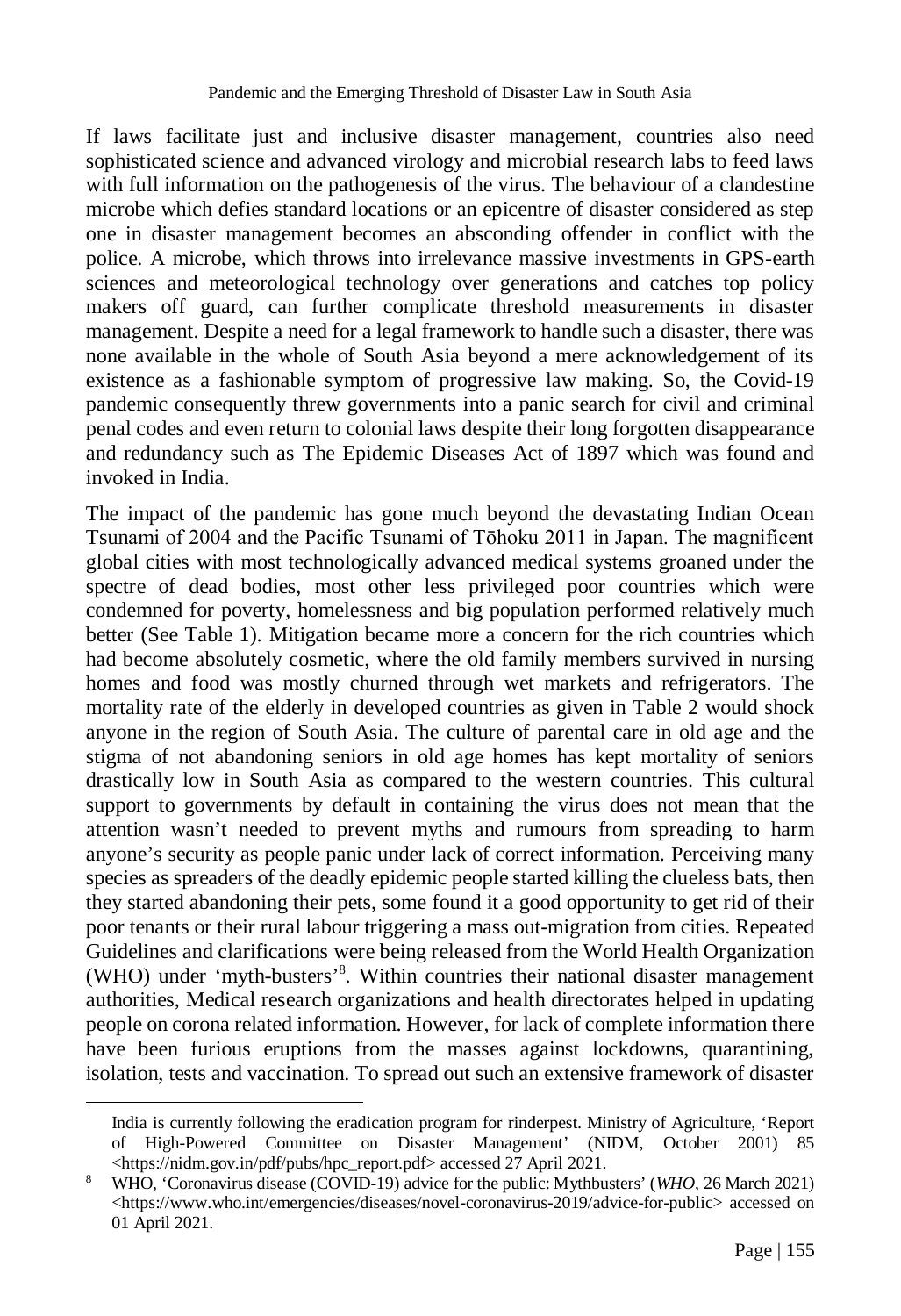If laws facilitate just and inclusive disaster management, countries also need sophisticated science and advanced virology and microbial research labs to feed laws with full information on the pathogenesis of the virus. The behaviour of a clandestine microbe which defies standard locations or an epicentre of disaster considered as step one in disaster management becomes an absconding offender in conflict with the police. A microbe, which throws into irrelevance massive investments in GPS-earth sciences and meteorological technology over generations and catches top policy makers off guard, can further complicate threshold measurements in disaster management. Despite a need for a legal framework to handle such a disaster, there was none available in the whole of South Asia beyond a mere acknowledgement of its existence as a fashionable symptom of progressive law making. So, the Covid-19 pandemic consequently threw governments into a panic search for civil and criminal penal codes and even return to colonial laws despite their long forgotten disappearance and redundancy such as The Epidemic Diseases Act of 1897 which was found and invoked in India.

The impact of the pandemic has gone much beyond the devastating Indian Ocean Tsunami of 2004 and the Pacific Tsunami of Tōhoku 2011 in Japan. The magnificent global cities with most technologically advanced medical systems groaned under the spectre of dead bodies, most other less privileged poor countries which were condemned for poverty, homelessness and big population performed relatively much better (See Table 1). Mitigation became more a concern for the rich countries which had become absolutely cosmetic, where the old family members survived in nursing homes and food was mostly churned through wet markets and refrigerators. The mortality rate of the elderly in developed countries as given in Table 2 would shock anyone in the region of South Asia. The culture of parental care in old age and the stigma of not abandoning seniors in old age homes has kept mortality of seniors drastically low in South Asia as compared to the western countries. This cultural support to governments by default in containing the virus does not mean that the attention wasn't needed to prevent myths and rumours from spreading to harm anyone's security as people panic under lack of correct information. Perceiving many species as spreaders of the deadly epidemic people started killing the clueless bats, then they started abandoning their pets, some found it a good opportunity to get rid of their poor tenants or their rural labour triggering a mass out-migration from cities. Repeated Guidelines and clarifications were being released from the World Health Organization (WHO) under 'myth-busters'[8]. Within countries their national disaster management authorities, Medical research organizations and health directorates helped in updating people on corona related information. However, for lack of complete information there have been furious eruptions from the masses against lockdowns, quarantining, isolation, tests and vaccination. To spread out such an extensive framework of disaster

India is currently following the eradication program for rinderpest. Ministry of Agriculture, 'Report of High-Powered Committee on Disaster Management' (NIDM, October 2001) 85 <https://nidm.gov.in/pdf/pubs/hpc_report.pdf> accessed 27 April 2021.

[8] WHO, 'Coronavirus disease (COVID-19) advice for the public: Mythbusters' (*WHO*, 26 March 2021) <https://www.who.int/emergencies/diseases/novel-coronavirus-2019/advice-for-public> accessed on 01 April 2021.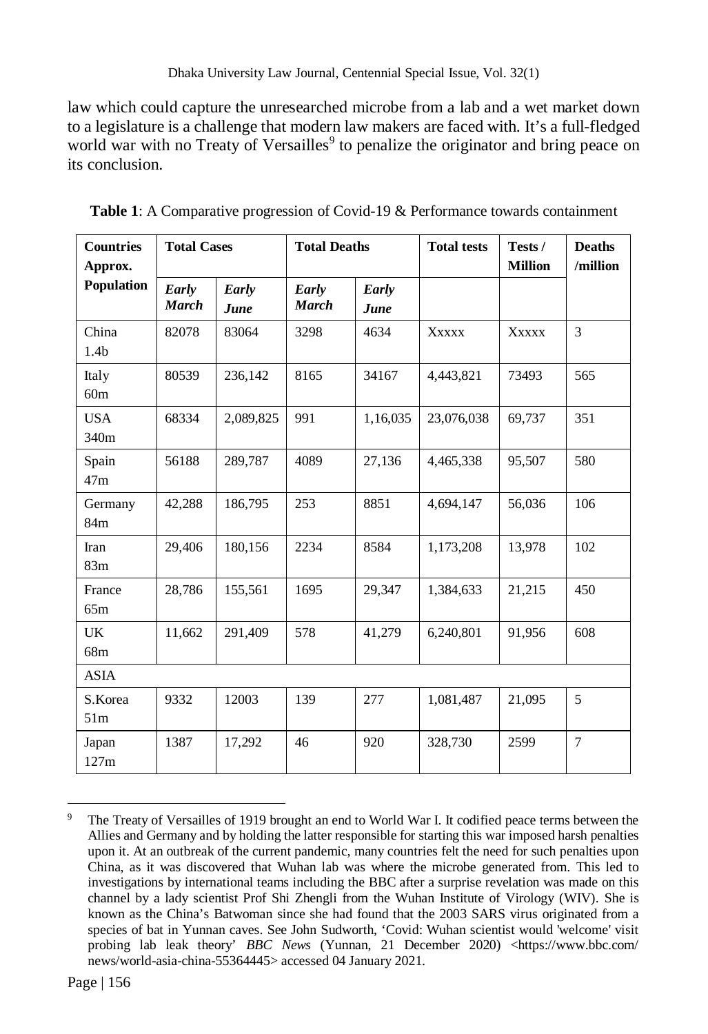law which could capture the unresearched microbe from a lab and a wet market down to a legislature is a challenge that modern law makers are faced with. It's a full-fledged world war with no Treaty of Versailles[9] to penalize the originator and bring peace on its conclusion.

**Table 1**: A Comparative progression of Covid-19 & Performance towards containment

| Countries Approx. Population | Total Cases | | Total Deaths | | Total tests | Tests / Million | Deaths /million |
|---|---|---|---|---|---|---|---|
| | *Early March* | *Early June* | *Early March* | *Early June* | | | |
| China 1.4b | 82078 | 83064 | 3298 | 4634 | Xxxxx | Xxxxx | 3 |
| Italy 60m | 80539 | 236,142 | 8165 | 34167 | 4,443,821 | 73493 | 565 |
| USA 340m | 68334 | 2,089,825 | 991 | 1,16,035 | 23,076,038 | 69,737 | 351 |
| Spain 47m | 56188 | 289,787 | 4089 | 27,136 | 4,465,338 | 95,507 | 580 |
| Germany 84m | 42,288 | 186,795 | 253 | 8851 | 4,694,147 | 56,036 | 106 |
| Iran 83m | 29,406 | 180,156 | 2234 | 8584 | 1,173,208 | 13,978 | 102 |
| France 65m | 28,786 | 155,561 | 1695 | 29,347 | 1,384,633 | 21,215 | 450 |
| UK 68m | 11,662 | 291,409 | 578 | 41,279 | 6,240,801 | 91,956 | 608 |
| ASIA | | | | | | | |
| S.Korea 51m | 9332 | 12003 | 139 | 277 | 1,081,487 | 21,095 | 5 |
| Japan 127m | 1387 | 17,292 | 46 | 920 | 328,730 | 2599 | 7 |

[9] The Treaty of Versailles of 1919 brought an end to World War I. It codified peace terms between the Allies and Germany and by holding the latter responsible for starting this war imposed harsh penalties upon it. At an outbreak of the current pandemic, many countries felt the need for such penalties upon China, as it was discovered that Wuhan lab was where the microbe generated from. This led to investigations by international teams including the BBC after a surprise revelation was made on this channel by a lady scientist Prof Shi Zhengli from the Wuhan Institute of Virology (WIV). She is known as the China's Batwoman since she had found that the 2003 SARS virus originated from a species of bat in Yunnan caves. See John Sudworth, 'Covid: Wuhan scientist would 'welcome' visit probing lab leak theory' *BBC News* (Yunnan, 21 December 2020) <https://www.bbc.com/news/world-asia-china-55364445> accessed 04 January 2021.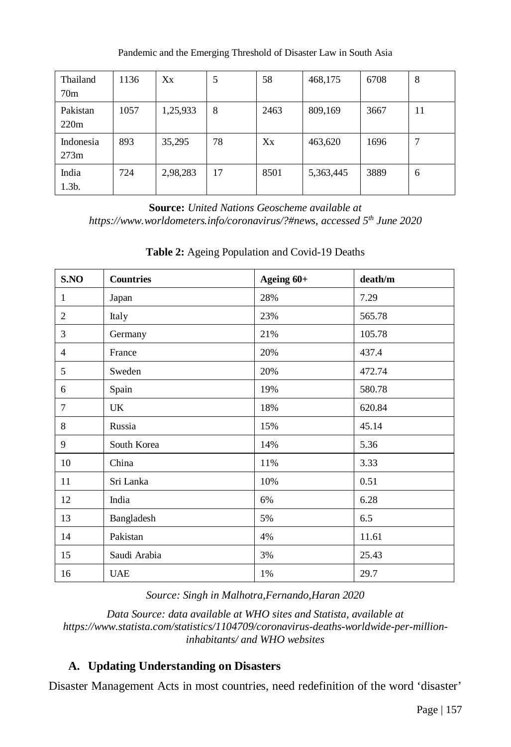| Thailand 70m | 1136 | Xx | 5 | 58 | 468,175 | 6708 | 8 |
|---|---|---|---|---|---|---|---|
| Pakistan 220m | 1057 | 1,25,933 | 8 | 2463 | 809,169 | 3667 | 11 |
| Indonesia 273m | 893 | 35,295 | 78 | Xx | 463,620 | 1696 | 7 |
| India 1.3b. | 724 | 2,98,283 | 17 | 8501 | 5,363,445 | 3889 | 6 |

**Source:** *United Nations Geoscheme available at https://www.worldometers.info/coronavirus/?#news, accessed 5th June 2020*

**Table 2:** Ageing Population and Covid-19 Deaths

| S.NO | Countries | Ageing 60+ | death/m |
|---|---|---|---|
| 1 | Japan | 28% | 7.29 |
| 2 | Italy | 23% | 565.78 |
| 3 | Germany | 21% | 105.78 |
| 4 | France | 20% | 437.4 |
| 5 | Sweden | 20% | 472.74 |
| 6 | Spain | 19% | 580.78 |
| 7 | UK | 18% | 620.84 |
| 8 | Russia | 15% | 45.14 |
| 9 | South Korea | 14% | 5.36 |
| 10 | China | 11% | 3.33 |
| 11 | Sri Lanka | 10% | 0.51 |
| 12 | India | 6% | 6.28 |
| 13 | Bangladesh | 5% | 6.5 |
| 14 | Pakistan | 4% | 11.61 |
| 15 | Saudi Arabia | 3% | 25.43 |
| 16 | UAE | 1% | 29.7 |

*Source: Singh in Malhotra,Fernando,Haran 2020*

*Data Source: data available at WHO sites and Statista, available at https://www.statista.com/statistics/1104709/coronavirus-deaths-worldwide-per-million-inhabitants/ and WHO websites*

### A. Updating Understanding on Disasters

Disaster Management Acts in most countries, need redefinition of the word 'disaster'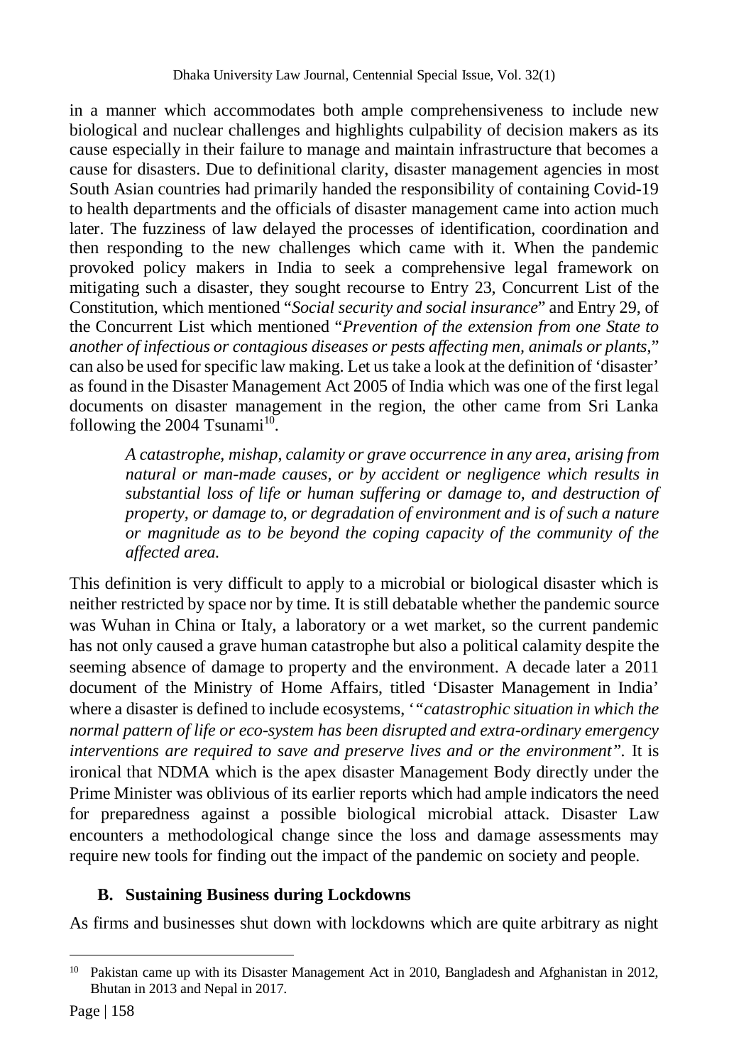in a manner which accommodates both ample comprehensiveness to include new biological and nuclear challenges and highlights culpability of decision makers as its cause especially in their failure to manage and maintain infrastructure that becomes a cause for disasters. Due to definitional clarity, disaster management agencies in most South Asian countries had primarily handed the responsibility of containing Covid-19 to health departments and the officials of disaster management came into action much later. The fuzziness of law delayed the processes of identification, coordination and then responding to the new challenges which came with it. When the pandemic provoked policy makers in India to seek a comprehensive legal framework on mitigating such a disaster, they sought recourse to Entry 23, Concurrent List of the Constitution, which mentioned "*Social security and social insurance*" and Entry 29, of the Concurrent List which mentioned "*Prevention of the extension from one State to another of infectious or contagious diseases or pests affecting men, animals or plants*," can also be used for specific law making. Let us take a look at the definition of 'disaster' as found in the Disaster Management Act 2005 of India which was one of the first legal documents on disaster management in the region, the other came from Sri Lanka following the 2004 Tsunami[10].

> *A catastrophe, mishap, calamity or grave occurrence in any area, arising from natural or man-made causes, or by accident or negligence which results in substantial loss of life or human suffering or damage to, and destruction of property, or damage to, or degradation of environment and is of such a nature or magnitude as to be beyond the coping capacity of the community of the affected area.*

This definition is very difficult to apply to a microbial or biological disaster which is neither restricted by space nor by time. It is still debatable whether the pandemic source was Wuhan in China or Italy, a laboratory or a wet market, so the current pandemic has not only caused a grave human catastrophe but also a political calamity despite the seeming absence of damage to property and the environment. A decade later a 2011 document of the Ministry of Home Affairs, titled 'Disaster Management in India' where a disaster is defined to include ecosystems, '*"catastrophic situation in which the normal pattern of life or eco-system has been disrupted and extra-ordinary emergency interventions are required to save and preserve lives and or the environment"*. It is ironical that NDMA which is the apex disaster Management Body directly under the Prime Minister was oblivious of its earlier reports which had ample indicators the need for preparedness against a possible biological microbial attack. Disaster Law encounters a methodological change since the loss and damage assessments may require new tools for finding out the impact of the pandemic on society and people.

### B. Sustaining Business during Lockdowns

As firms and businesses shut down with lockdowns which are quite arbitrary as night

---

[10] Pakistan came up with its Disaster Management Act in 2010, Bangladesh and Afghanistan in 2012, Bhutan in 2013 and Nepal in 2017.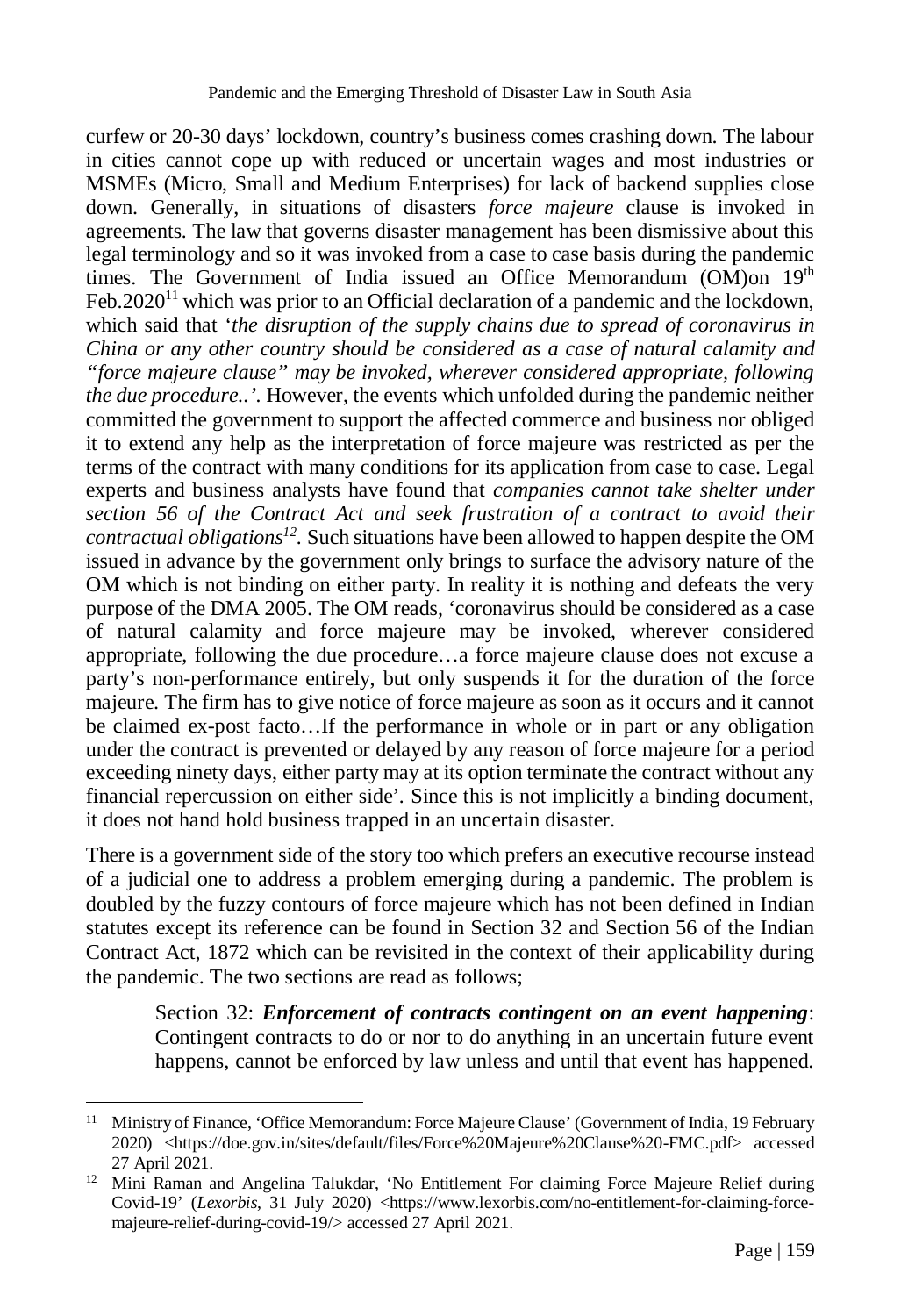curfew or 20-30 days' lockdown, country's business comes crashing down. The labour in cities cannot cope up with reduced or uncertain wages and most industries or MSMEs (Micro, Small and Medium Enterprises) for lack of backend supplies close down. Generally, in situations of disasters *force majeure* clause is invoked in agreements. The law that governs disaster management has been dismissive about this legal terminology and so it was invoked from a case to case basis during the pandemic times. The Government of India issued an Office Memorandum (OM)on 19th Feb.2020[11] which was prior to an Official declaration of a pandemic and the lockdown, which said that '*the disruption of the supply chains due to spread of coronavirus in China or any other country should be considered as a case of natural calamity and "force majeure clause" may be invoked, wherever considered appropriate, following the due procedure..'*. However, the events which unfolded during the pandemic neither committed the government to support the affected commerce and business nor obliged it to extend any help as the interpretation of force majeure was restricted as per the terms of the contract with many conditions for its application from case to case. Legal experts and business analysts have found that *companies cannot take shelter under section 56 of the Contract Act and seek frustration of a contract to avoid their contractual obligations*[12]. Such situations have been allowed to happen despite the OM issued in advance by the government only brings to surface the advisory nature of the OM which is not binding on either party. In reality it is nothing and defeats the very purpose of the DMA 2005. The OM reads, 'coronavirus should be considered as a case of natural calamity and force majeure may be invoked, wherever considered appropriate, following the due procedure…a force majeure clause does not excuse a party's non-performance entirely, but only suspends it for the duration of the force majeure. The firm has to give notice of force majeure as soon as it occurs and it cannot be claimed ex-post facto…If the performance in whole or in part or any obligation under the contract is prevented or delayed by any reason of force majeure for a period exceeding ninety days, either party may at its option terminate the contract without any financial repercussion on either side'. Since this is not implicitly a binding document, it does not hand hold business trapped in an uncertain disaster.

There is a government side of the story too which prefers an executive recourse instead of a judicial one to address a problem emerging during a pandemic. The problem is doubled by the fuzzy contours of force majeure which has not been defined in Indian statutes except its reference can be found in Section 32 and Section 56 of the Indian Contract Act, 1872 which can be revisited in the context of their applicability during the pandemic. The two sections are read as follows;

> Section 32: ***Enforcement of contracts contingent on an event happening***: Contingent contracts to do or nor to do anything in an uncertain future event happens, cannot be enforced by law unless and until that event has happened.

---

[11] Ministry of Finance, 'Office Memorandum: Force Majeure Clause' (Government of India, 19 February 2020) <https://doe.gov.in/sites/default/files/Force%20Majeure%20Clause%20-FMC.pdf> accessed 27 April 2021.

[12] Mini Raman and Angelina Talukdar, 'No Entitlement For claiming Force Majeure Relief during Covid-19' (*Lexorbis*, 31 July 2020) <https://www.lexorbis.com/no-entitlement-for-claiming-force-majeure-relief-during-covid-19/> accessed 27 April 2021.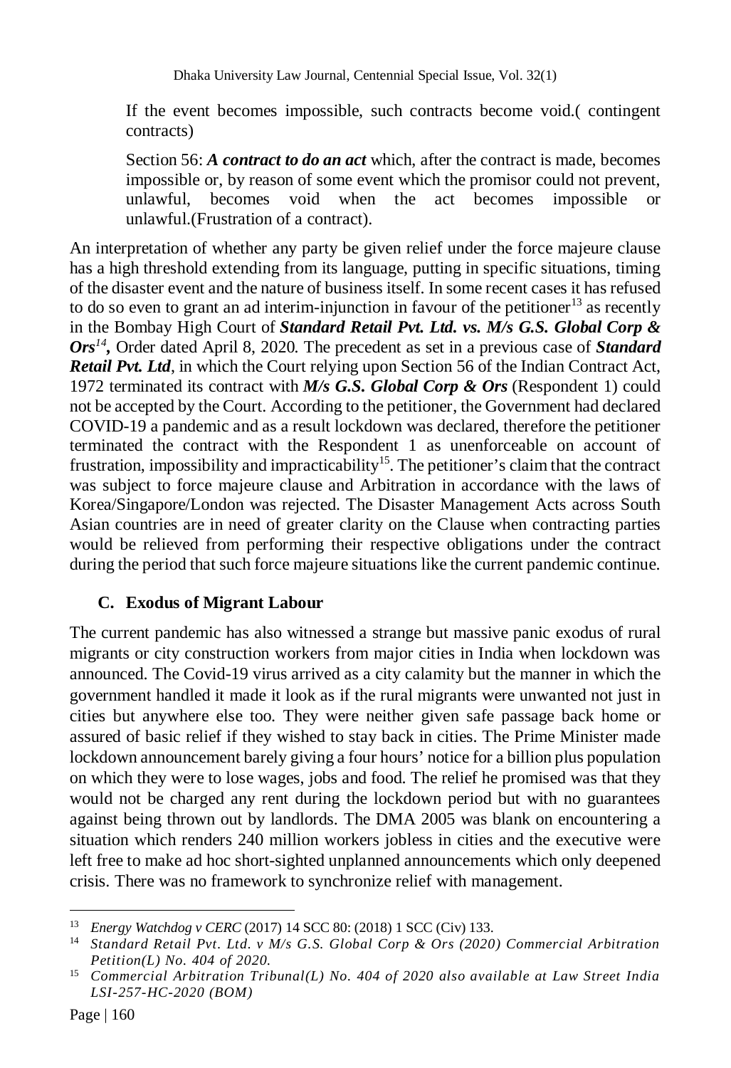If the event becomes impossible, such contracts become void.( contingent contracts)

Section 56: ***A contract to do an act*** which, after the contract is made, becomes impossible or, by reason of some event which the promisor could not prevent, unlawful, becomes void when the act becomes impossible or unlawful.(Frustration of a contract).

An interpretation of whether any party be given relief under the force majeure clause has a high threshold extending from its language, putting in specific situations, timing of the disaster event and the nature of business itself. In some recent cases it has refused to do so even to grant an ad interim-injunction in favour of the petitioner[13] as recently in the Bombay High Court of ***Standard Retail Pvt. Ltd. vs. M/s G.S. Global Corp & Ors***[14], Order dated April 8, 2020. The precedent as set in a previous case of ***Standard Retail Pvt. Ltd***, in which the Court relying upon Section 56 of the Indian Contract Act, 1972 terminated its contract with ***M/s G.S. Global Corp & Ors*** (Respondent 1) could not be accepted by the Court. According to the petitioner, the Government had declared COVID-19 a pandemic and as a result lockdown was declared, therefore the petitioner terminated the contract with the Respondent 1 as unenforceable on account of frustration, impossibility and impracticability[15]. The petitioner's claim that the contract was subject to force majeure clause and Arbitration in accordance with the laws of Korea/Singapore/London was rejected. The Disaster Management Acts across South Asian countries are in need of greater clarity on the Clause when contracting parties would be relieved from performing their respective obligations under the contract during the period that such force majeure situations like the current pandemic continue.

### C. Exodus of Migrant Labour

The current pandemic has also witnessed a strange but massive panic exodus of rural migrants or city construction workers from major cities in India when lockdown was announced. The Covid-19 virus arrived as a city calamity but the manner in which the government handled it made it look as if the rural migrants were unwanted not just in cities but anywhere else too. They were neither given safe passage back home or assured of basic relief if they wished to stay back in cities. The Prime Minister made lockdown announcement barely giving a four hours' notice for a billion plus population on which they were to lose wages, jobs and food. The relief he promised was that they would not be charged any rent during the lockdown period but with no guarantees against being thrown out by landlords. The DMA 2005 was blank on encountering a situation which renders 240 million workers jobless in cities and the executive were left free to make ad hoc short-sighted unplanned announcements which only deepened crisis. There was no framework to synchronize relief with management.

---

[13] *Energy Watchdog v CERC* (2017) 14 SCC 80: (2018) 1 SCC (Civ) 133.

[14] *Standard Retail Pvt. Ltd. v M/s G.S. Global Corp & Ors (2020) Commercial Arbitration Petition(L) No. 404 of 2020.*

[15] *Commercial Arbitration Tribunal(L) No. 404 of 2020 also available at Law Street India LSI-257-HC-2020 (BOM)*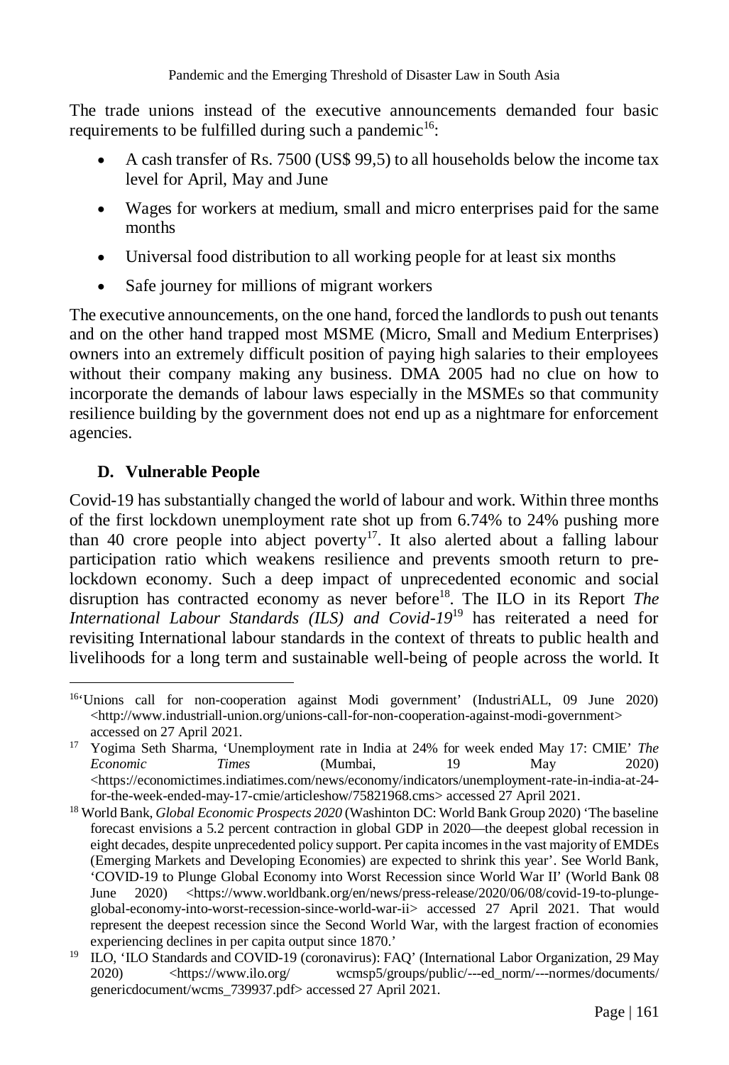The trade unions instead of the executive announcements demanded four basic requirements to be fulfilled during such a pandemic[16]:

- A cash transfer of Rs. 7500 (US$ 99,5) to all households below the income tax level for April, May and June
- Wages for workers at medium, small and micro enterprises paid for the same months
- Universal food distribution to all working people for at least six months
- Safe journey for millions of migrant workers

The executive announcements, on the one hand, forced the landlords to push out tenants and on the other hand trapped most MSME (Micro, Small and Medium Enterprises) owners into an extremely difficult position of paying high salaries to their employees without their company making any business. DMA 2005 had no clue on how to incorporate the demands of labour laws especially in the MSMEs so that community resilience building by the government does not end up as a nightmare for enforcement agencies.

### D. Vulnerable People

Covid-19 has substantially changed the world of labour and work. Within three months of the first lockdown unemployment rate shot up from 6.74% to 24% pushing more than 40 crore people into abject poverty[17]. It also alerted about a falling labour participation ratio which weakens resilience and prevents smooth return to pre-lockdown economy. Such a deep impact of unprecedented economic and social disruption has contracted economy as never before[18]. The ILO in its Report *The International Labour Standards (ILS) and Covid-19*[19] has reiterated a need for revisiting International labour standards in the context of threats to public health and livelihoods for a long term and sustainable well-being of people across the world. It

---

[16] 'Unions call for non-cooperation against Modi government' (IndustriALL, 09 June 2020) <http://www.industriall-union.org/unions-call-for-non-cooperation-against-modi-government> accessed on 27 April 2021.

[17] Yogima Seth Sharma, 'Unemployment rate in India at 24% for week ended May 17: CMIE' *The Economic Times* (Mumbai, 19 May 2020) <https://economictimes.indiatimes.com/news/economy/indicators/unemployment-rate-in-india-at-24-for-the-week-ended-may-17-cmie/articleshow/75821968.cms> accessed 27 April 2021.

[18] World Bank, *Global Economic Prospects 2020* (Washinton DC: World Bank Group 2020) 'The baseline forecast envisions a 5.2 percent contraction in global GDP in 2020—the deepest global recession in eight decades, despite unprecedented policy support. Per capita incomes in the vast majority of EMDEs (Emerging Markets and Developing Economies) are expected to shrink this year'. See World Bank, 'COVID-19 to Plunge Global Economy into Worst Recession since World War II' (World Bank 08 June 2020) <https://www.worldbank.org/en/news/press-release/2020/06/08/covid-19-to-plunge-global-economy-into-worst-recession-since-world-war-ii> accessed 27 April 2021. That would represent the deepest recession since the Second World War, with the largest fraction of economies experiencing declines in per capita output since 1870.'

[19] ILO, 'ILO Standards and COVID-19 (coronavirus): FAQ' (International Labor Organization, 29 May 2020) <https://www.ilo.org/ wcmsp5/groups/public/---ed_norm/---normes/documents/ genericdocument/wcms_739937.pdf> accessed 27 April 2021.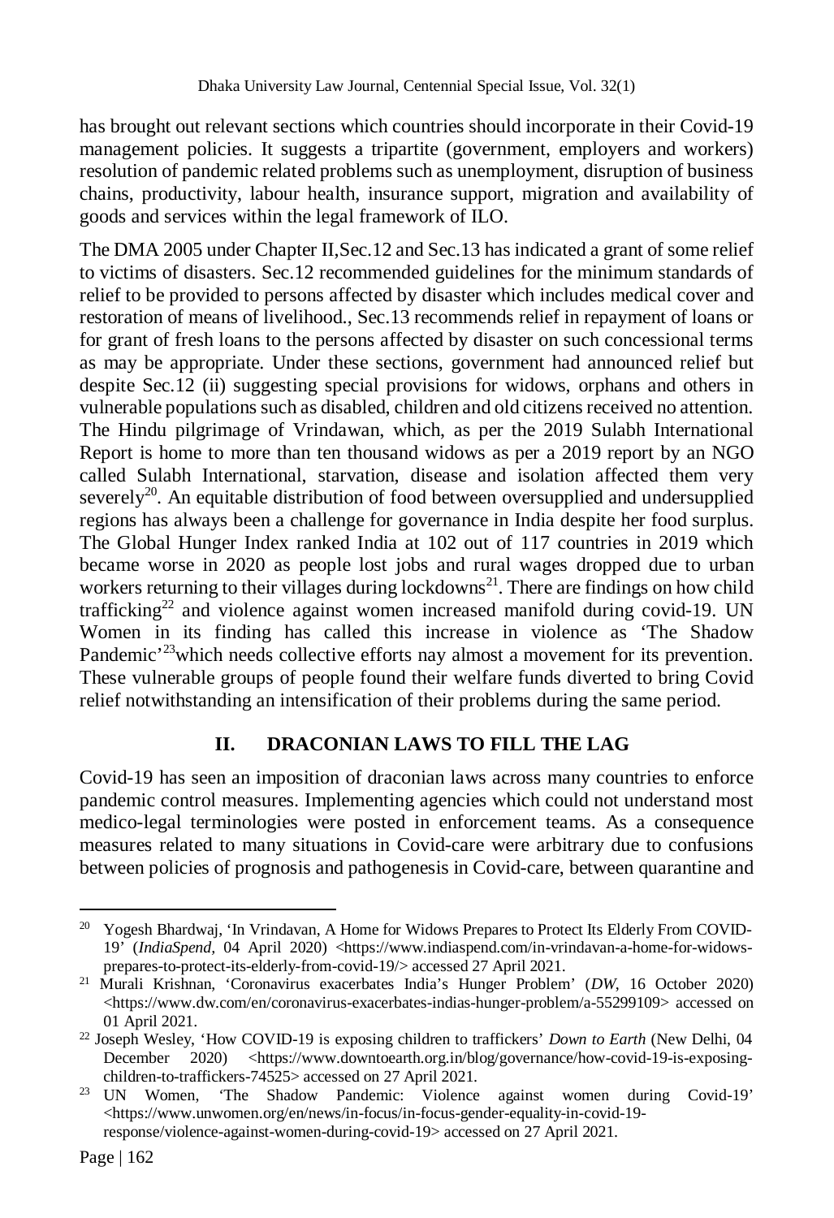has brought out relevant sections which countries should incorporate in their Covid-19 management policies. It suggests a tripartite (government, employers and workers) resolution of pandemic related problems such as unemployment, disruption of business chains, productivity, labour health, insurance support, migration and availability of goods and services within the legal framework of ILO.

The DMA 2005 under Chapter II,Sec.12 and Sec.13 has indicated a grant of some relief to victims of disasters. Sec.12 recommended guidelines for the minimum standards of relief to be provided to persons affected by disaster which includes medical cover and restoration of means of livelihood., Sec.13 recommends relief in repayment of loans or for grant of fresh loans to the persons affected by disaster on such concessional terms as may be appropriate. Under these sections, government had announced relief but despite Sec.12 (ii) suggesting special provisions for widows, orphans and others in vulnerable populations such as disabled, children and old citizens received no attention. The Hindu pilgrimage of Vrindawan, which, as per the 2019 Sulabh International Report is home to more than ten thousand widows as per a 2019 report by an NGO called Sulabh International, starvation, disease and isolation affected them very severely[20]. An equitable distribution of food between oversupplied and undersupplied regions has always been a challenge for governance in India despite her food surplus. The Global Hunger Index ranked India at 102 out of 117 countries in 2019 which became worse in 2020 as people lost jobs and rural wages dropped due to urban workers returning to their villages during lockdowns[21]. There are findings on how child trafficking[22] and violence against women increased manifold during covid-19. UN Women in its finding has called this increase in violence as 'The Shadow Pandemic'[23]which needs collective efforts nay almost a movement for its prevention. These vulnerable groups of people found their welfare funds diverted to bring Covid relief notwithstanding an intensification of their problems during the same period.

## II. DRACONIAN LAWS TO FILL THE LAG

Covid-19 has seen an imposition of draconian laws across many countries to enforce pandemic control measures. Implementing agencies which could not understand most medico-legal terminologies were posted in enforcement teams. As a consequence measures related to many situations in Covid-care were arbitrary due to confusions between policies of prognosis and pathogenesis in Covid-care, between quarantine and

---

[20] Yogesh Bhardwaj, 'In Vrindavan, A Home for Widows Prepares to Protect Its Elderly From COVID-19' (*IndiaSpend,* 04 April 2020) <https://www.indiaspend.com/in-vrindavan-a-home-for-widows-prepares-to-protect-its-elderly-from-covid-19/> accessed 27 April 2021.

[21] Murali Krishnan, 'Coronavirus exacerbates India's Hunger Problem' (*DW*, 16 October 2020) <https://www.dw.com/en/coronavirus-exacerbates-indias-hunger-problem/a-55299109> accessed on 01 April 2021.

[22] Joseph Wesley, 'How COVID-19 is exposing children to traffickers' *Down to Earth* (New Delhi, 04 December 2020) <https://www.downtoearth.org.in/blog/governance/how-covid-19-is-exposing-children-to-traffickers-74525> accessed on 27 April 2021.

[23] UN Women, 'The Shadow Pandemic: Violence against women during Covid-19' <https://www.unwomen.org/en/news/in-focus/in-focus-gender-equality-in-covid-19-response/violence-against-women-during-covid-19> accessed on 27 April 2021.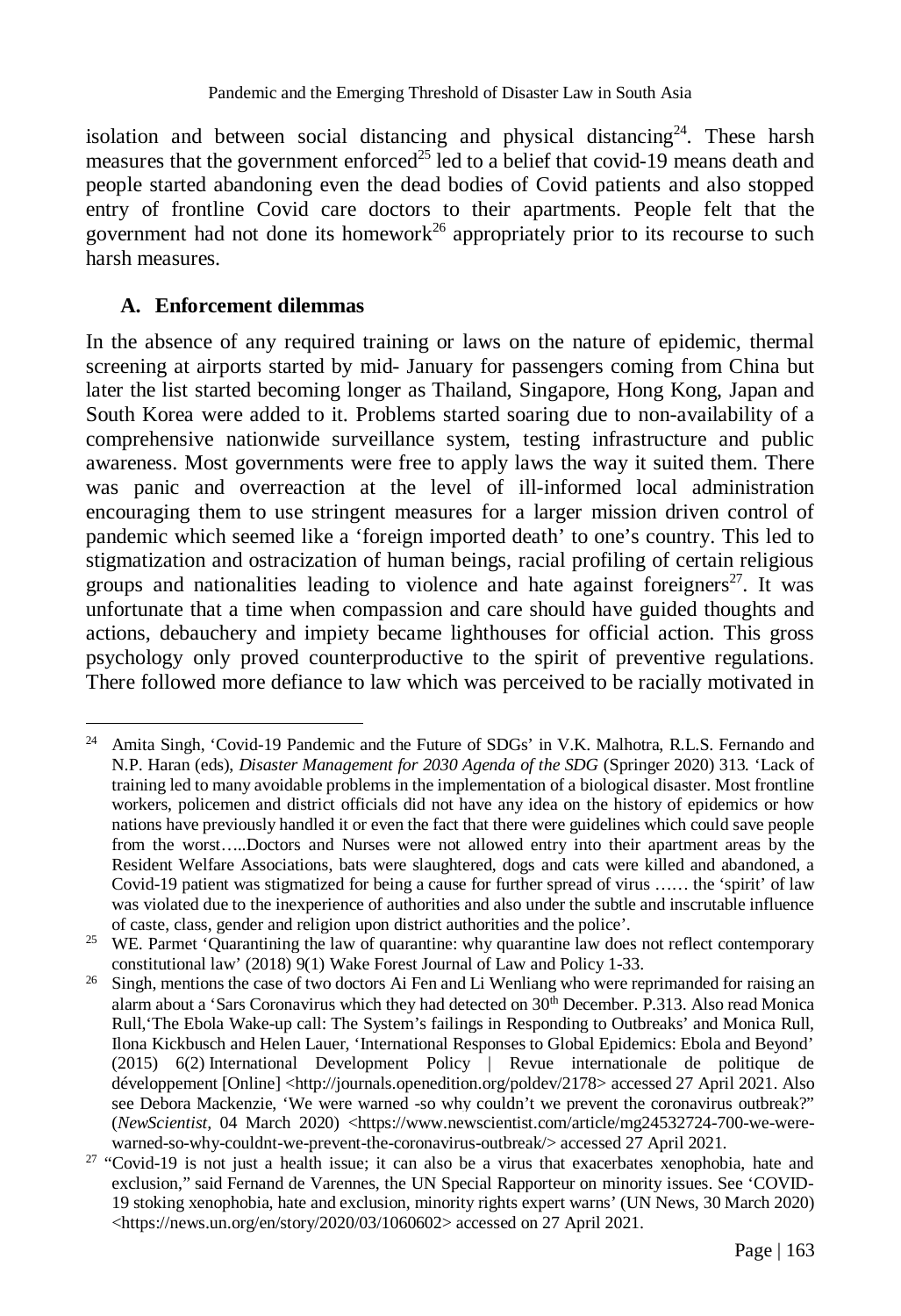isolation and between social distancing and physical distancing[24]. These harsh measures that the government enforced[25] led to a belief that covid-19 means death and people started abandoning even the dead bodies of Covid patients and also stopped entry of frontline Covid care doctors to their apartments. People felt that the government had not done its homework[26] appropriately prior to its recourse to such harsh measures.

### A. Enforcement dilemmas

In the absence of any required training or laws on the nature of epidemic, thermal screening at airports started by mid- January for passengers coming from China but later the list started becoming longer as Thailand, Singapore, Hong Kong, Japan and South Korea were added to it. Problems started soaring due to non-availability of a comprehensive nationwide surveillance system, testing infrastructure and public awareness. Most governments were free to apply laws the way it suited them. There was panic and overreaction at the level of ill-informed local administration encouraging them to use stringent measures for a larger mission driven control of pandemic which seemed like a 'foreign imported death' to one's country. This led to stigmatization and ostracization of human beings, racial profiling of certain religious groups and nationalities leading to violence and hate against foreigners[27]. It was unfortunate that a time when compassion and care should have guided thoughts and actions, debauchery and impiety became lighthouses for official action. This gross psychology only proved counterproductive to the spirit of preventive regulations. There followed more defiance to law which was perceived to be racially motivated in

---

[24] Amita Singh, 'Covid-19 Pandemic and the Future of SDGs' in V.K. Malhotra, R.L.S. Fernando and N.P. Haran (eds), *Disaster Management for 2030 Agenda of the SDG* (Springer 2020) 313. 'Lack of training led to many avoidable problems in the implementation of a biological disaster. Most frontline workers, policemen and district officials did not have any idea on the history of epidemics or how nations have previously handled it or even the fact that there were guidelines which could save people from the worst…..Doctors and Nurses were not allowed entry into their apartment areas by the Resident Welfare Associations, bats were slaughtered, dogs and cats were killed and abandoned, a Covid-19 patient was stigmatized for being a cause for further spread of virus …… the 'spirit' of law was violated due to the inexperience of authorities and also under the subtle and inscrutable influence of caste, class, gender and religion upon district authorities and the police'.

[25] WE. Parmet 'Quarantining the law of quarantine: why quarantine law does not reflect contemporary constitutional law' (2018) 9(1) Wake Forest Journal of Law and Policy 1-33.

[26] Singh, mentions the case of two doctors Ai Fen and Li Wenliang who were reprimanded for raising an alarm about a 'Sars Coronavirus which they had detected on 30th December. P.313. Also read Monica Rull,'The Ebola Wake-up call: The System's failings in Responding to Outbreaks' and Monica Rull, Ilona Kickbusch and Helen Lauer, 'International Responses to Global Epidemics: Ebola and Beyond' (2015) 6(2) International Development Policy | Revue internationale de politique de développement [Online] <http://journals.openedition.org/poldev/2178> accessed 27 April 2021. Also see Debora Mackenzie, 'We were warned -so why couldn't we prevent the coronavirus outbreak?" (*NewScientist*, 04 March 2020) <https://www.newscientist.com/article/mg24532724-700-we-were-warned-so-why-couldnt-we-prevent-the-coronavirus-outbreak/> accessed 27 April 2021.

[27] "Covid-19 is not just a health issue; it can also be a virus that exacerbates xenophobia, hate and exclusion," said Fernand de Varennes, the UN Special Rapporteur on minority issues. See 'COVID-19 stoking xenophobia, hate and exclusion, minority rights expert warns' (UN News, 30 March 2020) <https://news.un.org/en/story/2020/03/1060602> accessed on 27 April 2021.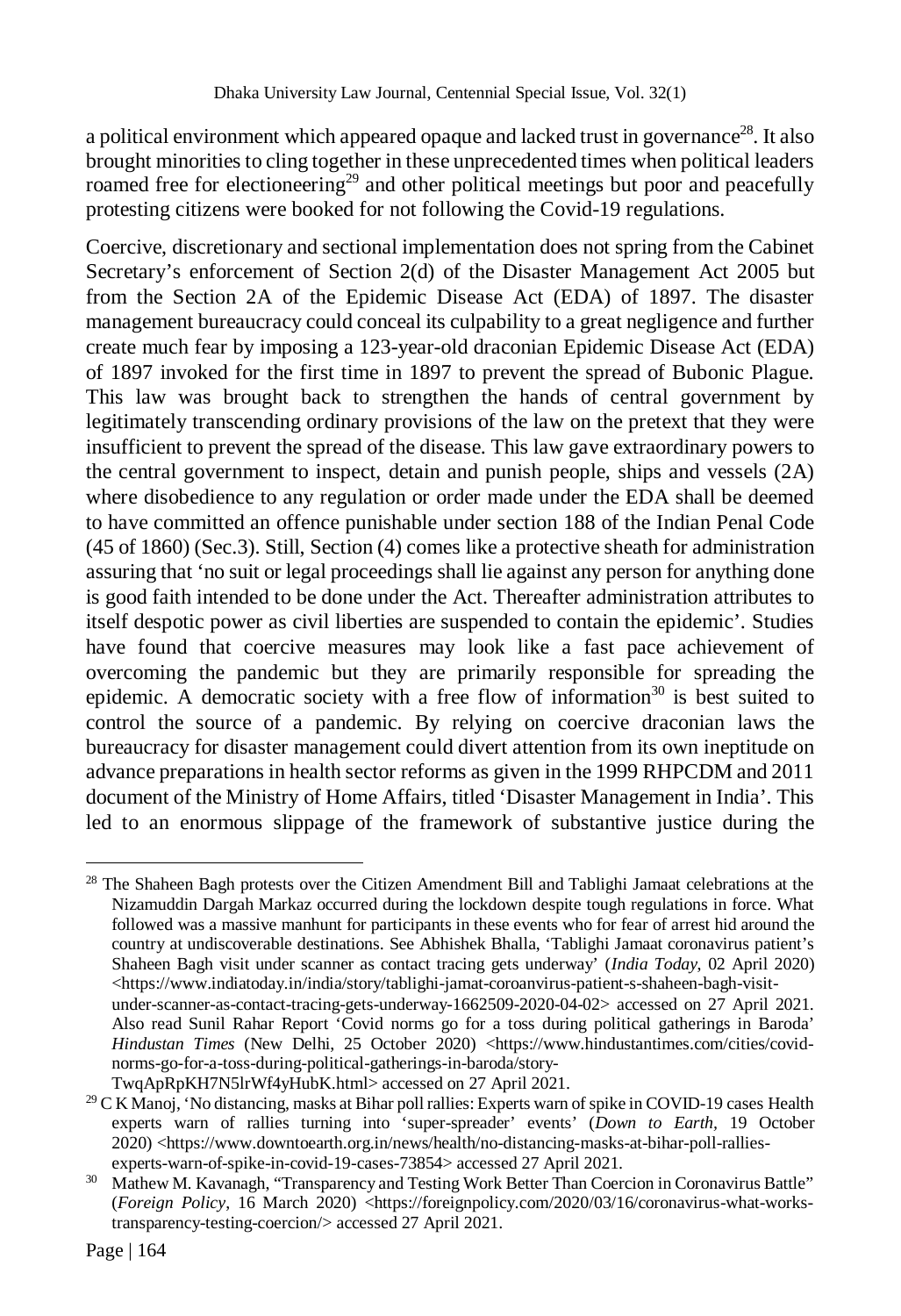a political environment which appeared opaque and lacked trust in governance[28]. It also brought minorities to cling together in these unprecedented times when political leaders roamed free for electioneering[29] and other political meetings but poor and peacefully protesting citizens were booked for not following the Covid-19 regulations.

Coercive, discretionary and sectional implementation does not spring from the Cabinet Secretary's enforcement of Section 2(d) of the Disaster Management Act 2005 but from the Section 2A of the Epidemic Disease Act (EDA) of 1897. The disaster management bureaucracy could conceal its culpability to a great negligence and further create much fear by imposing a 123-year-old draconian Epidemic Disease Act (EDA) of 1897 invoked for the first time in 1897 to prevent the spread of Bubonic Plague. This law was brought back to strengthen the hands of central government by legitimately transcending ordinary provisions of the law on the pretext that they were insufficient to prevent the spread of the disease. This law gave extraordinary powers to the central government to inspect, detain and punish people, ships and vessels (2A) where disobedience to any regulation or order made under the EDA shall be deemed to have committed an offence punishable under section 188 of the Indian Penal Code (45 of 1860) (Sec.3). Still, Section (4) comes like a protective sheath for administration assuring that 'no suit or legal proceedings shall lie against any person for anything done is good faith intended to be done under the Act. Thereafter administration attributes to itself despotic power as civil liberties are suspended to contain the epidemic'. Studies have found that coercive measures may look like a fast pace achievement of overcoming the pandemic but they are primarily responsible for spreading the epidemic. A democratic society with a free flow of information[30] is best suited to control the source of a pandemic. By relying on coercive draconian laws the bureaucracy for disaster management could divert attention from its own ineptitude on advance preparations in health sector reforms as given in the 1999 RHPCDM and 2011 document of the Ministry of Home Affairs, titled 'Disaster Management in India'. This led to an enormous slippage of the framework of substantive justice during the

---

[28] The Shaheen Bagh protests over the Citizen Amendment Bill and Tablighi Jamaat celebrations at the Nizamuddin Dargah Markaz occurred during the lockdown despite tough regulations in force. What followed was a massive manhunt for participants in these events who for fear of arrest hid around the country at undiscoverable destinations. See Abhishek Bhalla, 'Tablighi Jamaat coronavirus patient's Shaheen Bagh visit under scanner as contact tracing gets underway' (*India Today*, 02 April 2020) <https://www.indiatoday.in/india/story/tablighi-jamat-coroanvirus-patient-s-shaheen-bagh-visit-under-scanner-as-contact-tracing-gets-underway-1662509-2020-04-02> accessed on 27 April 2021. Also read Sunil Rahar Report 'Covid norms go for a toss during political gatherings in Baroda' *Hindustan Times* (New Delhi, 25 October 2020) <https://www.hindustantimes.com/cities/covid-norms-go-for-a-toss-during-political-gatherings-in-baroda/story-TwqApRpKH7N5lrWf4yHubK.html> accessed on 27 April 2021.

[29] C K Manoj, 'No distancing, masks at Bihar poll rallies: Experts warn of spike in COVID-19 cases Health experts warn of rallies turning into 'super-spreader' events' (*Down to Earth*, 19 October 2020) <https://www.downtoearth.org.in/news/health/no-distancing-masks-at-bihar-poll-rallies-experts-warn-of-spike-in-covid-19-cases-73854> accessed 27 April 2021.

[30] Mathew M. Kavanagh, "Transparency and Testing Work Better Than Coercion in Coronavirus Battle" (*Foreign Policy*, 16 March 2020) <https://foreignpolicy.com/2020/03/16/coronavirus-what-works-transparency-testing-coercion/> accessed 27 April 2021.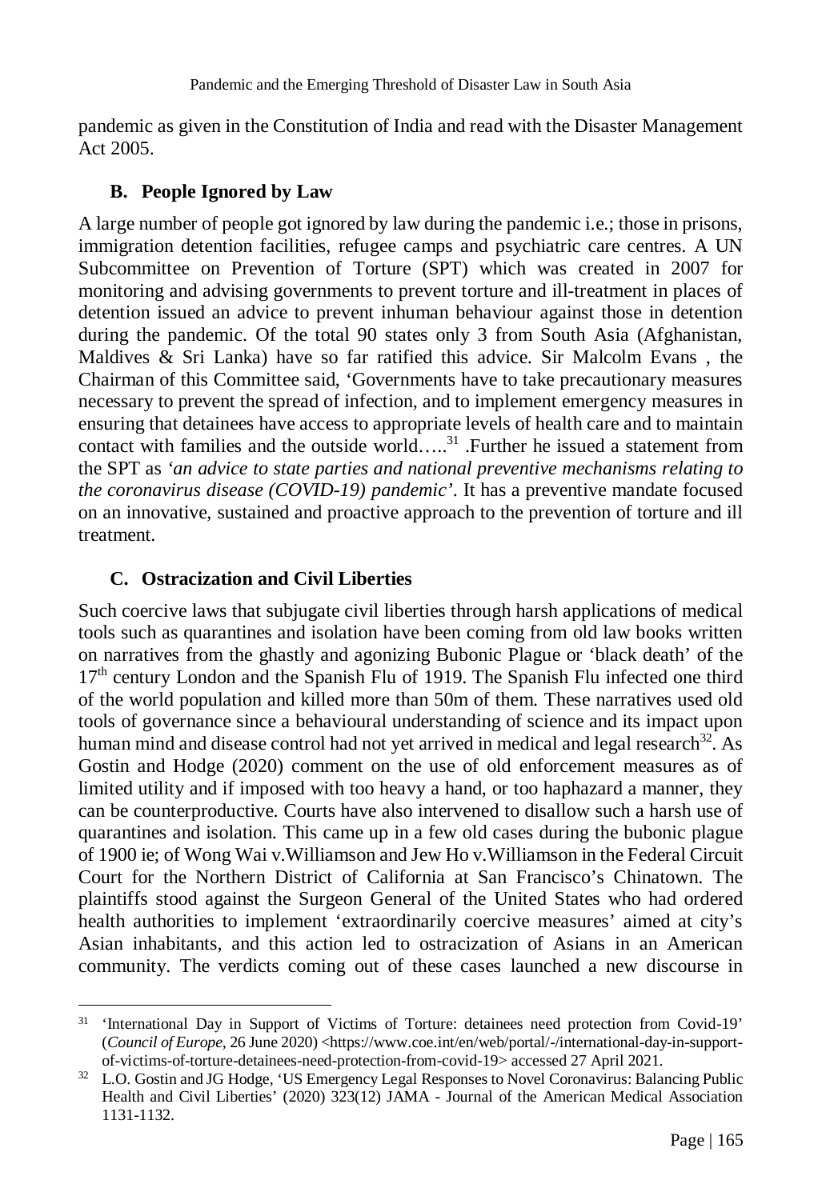pandemic as given in the Constitution of India and read with the Disaster Management Act 2005.

### B. People Ignored by Law

A large number of people got ignored by law during the pandemic i.e.; those in prisons, immigration detention facilities, refugee camps and psychiatric care centres. A UN Subcommittee on Prevention of Torture (SPT) which was created in 2007 for monitoring and advising governments to prevent torture and ill-treatment in places of detention issued an advice to prevent inhuman behaviour against those in detention during the pandemic. Of the total 90 states only 3 from South Asia (Afghanistan, Maldives & Sri Lanka) have so far ratified this advice. Sir Malcolm Evans , the Chairman of this Committee said, 'Governments have to take precautionary measures necessary to prevent the spread of infection, and to implement emergency measures in ensuring that detainees have access to appropriate levels of health care and to maintain contact with families and the outside world…..[31] .Further he issued a statement from the SPT as *'an advice to state parties and national preventive mechanisms relating to the coronavirus disease (COVID-19) pandemic'*. It has a preventive mandate focused on an innovative, sustained and proactive approach to the prevention of torture and ill treatment.

### C. Ostracization and Civil Liberties

Such coercive laws that subjugate civil liberties through harsh applications of medical tools such as quarantines and isolation have been coming from old law books written on narratives from the ghastly and agonizing Bubonic Plague or 'black death' of the 17th century London and the Spanish Flu of 1919. The Spanish Flu infected one third of the world population and killed more than 50m of them. These narratives used old tools of governance since a behavioural understanding of science and its impact upon human mind and disease control had not yet arrived in medical and legal research[32]. As Gostin and Hodge (2020) comment on the use of old enforcement measures as of limited utility and if imposed with too heavy a hand, or too haphazard a manner, they can be counterproductive. Courts have also intervened to disallow such a harsh use of quarantines and isolation. This came up in a few old cases during the bubonic plague of 1900 ie; of Wong Wai v.Williamson and Jew Ho v.Williamson in the Federal Circuit Court for the Northern District of California at San Francisco's Chinatown. The plaintiffs stood against the Surgeon General of the United States who had ordered health authorities to implement 'extraordinarily coercive measures' aimed at city's Asian inhabitants, and this action led to ostracization of Asians in an American community. The verdicts coming out of these cases launched a new discourse in

---

[31] 'International Day in Support of Victims of Torture: detainees need protection from Covid-19' (*Council of Europe*, 26 June 2020) <https://www.coe.int/en/web/portal/-/international-day-in-support-of-victims-of-torture-detainees-need-protection-from-covid-19> accessed 27 April 2021.

[32] L.O. Gostin and JG Hodge, 'US Emergency Legal Responses to Novel Coronavirus: Balancing Public Health and Civil Liberties' (2020) 323(12) JAMA - Journal of the American Medical Association 1131-1132.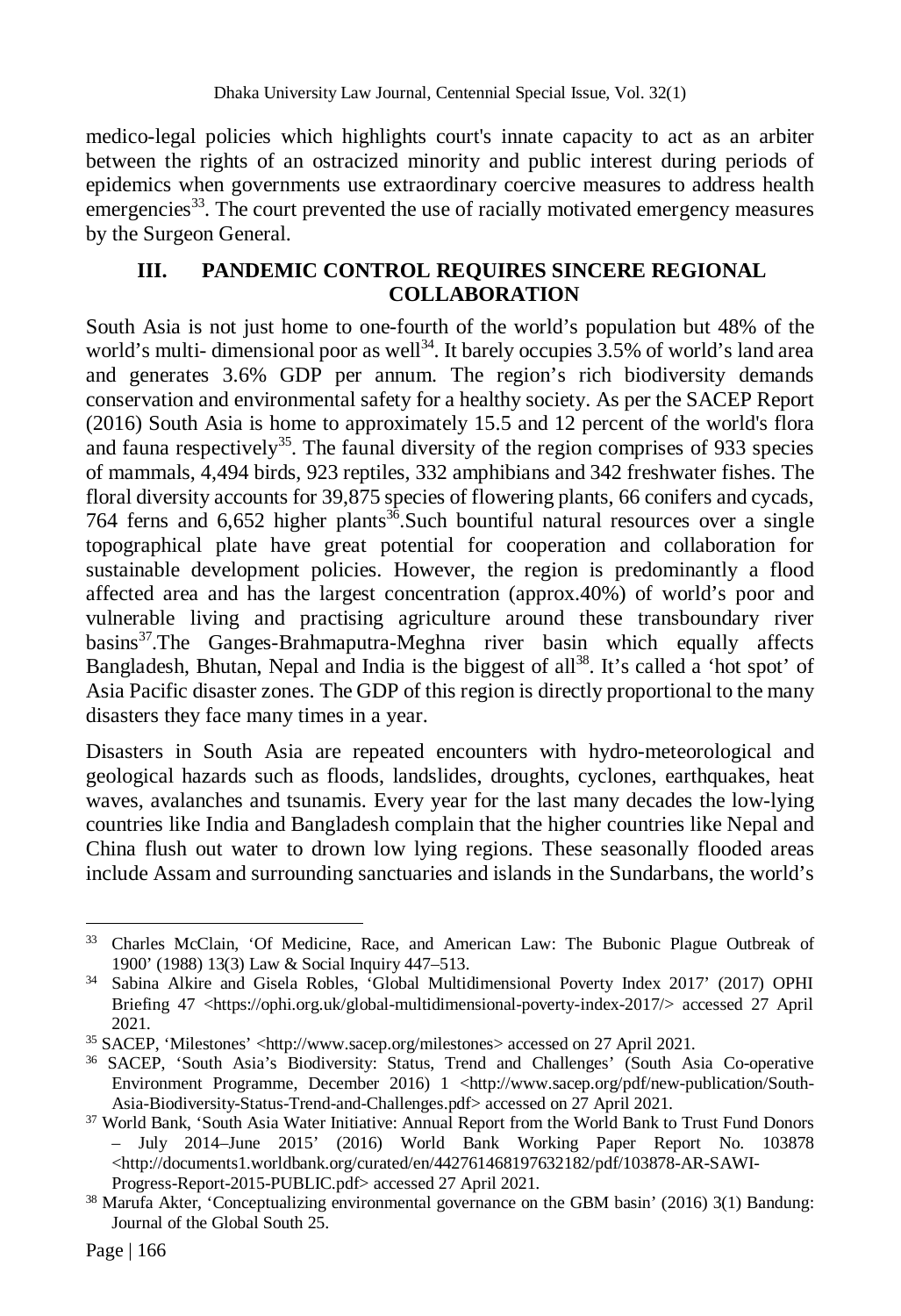medico-legal policies which highlights court's innate capacity to act as an arbiter between the rights of an ostracized minority and public interest during periods of epidemics when governments use extraordinary coercive measures to address health emergencies[33]. The court prevented the use of racially motivated emergency measures by the Surgeon General.

## III. PANDEMIC CONTROL REQUIRES SINCERE REGIONAL COLLABORATION

South Asia is not just home to one-fourth of the world's population but 48% of the world's multi- dimensional poor as well[34]. It barely occupies 3.5% of world's land area and generates 3.6% GDP per annum. The region's rich biodiversity demands conservation and environmental safety for a healthy society. As per the SACEP Report (2016) South Asia is home to approximately 15.5 and 12 percent of the world's flora and fauna respectively[35]. The faunal diversity of the region comprises of 933 species of mammals, 4,494 birds, 923 reptiles, 332 amphibians and 342 freshwater fishes. The floral diversity accounts for 39,875 species of flowering plants, 66 conifers and cycads, 764 ferns and 6,652 higher plants[36].Such bountiful natural resources over a single topographical plate have great potential for cooperation and collaboration for sustainable development policies. However, the region is predominantly a flood affected area and has the largest concentration (approx.40%) of world's poor and vulnerable living and practising agriculture around these transboundary river basins[37].The Ganges-Brahmaputra-Meghna river basin which equally affects Bangladesh, Bhutan, Nepal and India is the biggest of all[38]. It's called a 'hot spot' of Asia Pacific disaster zones. The GDP of this region is directly proportional to the many disasters they face many times in a year.

Disasters in South Asia are repeated encounters with hydro-meteorological and geological hazards such as floods, landslides, droughts, cyclones, earthquakes, heat waves, avalanches and tsunamis. Every year for the last many decades the low-lying countries like India and Bangladesh complain that the higher countries like Nepal and China flush out water to drown low lying regions. These seasonally flooded areas include Assam and surrounding sanctuaries and islands in the Sundarbans, the world's

---

[33] Charles McClain, 'Of Medicine, Race, and American Law: The Bubonic Plague Outbreak of 1900' (1988) 13(3) Law & Social Inquiry 447–513.

[34] Sabina Alkire and Gisela Robles, 'Global Multidimensional Poverty Index 2017' (2017) OPHI Briefing 47 <https://ophi.org.uk/global-multidimensional-poverty-index-2017/> accessed 27 April 2021.

[35] SACEP, 'Milestones' <http://www.sacep.org/milestones> accessed on 27 April 2021.

[36] SACEP, 'South Asia's Biodiversity: Status, Trend and Challenges' (South Asia Co-operative Environment Programme, December 2016) 1 <http://www.sacep.org/pdf/new-publication/South-Asia-Biodiversity-Status-Trend-and-Challenges.pdf> accessed on 27 April 2021.

[37] World Bank, 'South Asia Water Initiative: Annual Report from the World Bank to Trust Fund Donors – July 2014–June 2015' (2016) World Bank Working Paper Report No. 103878 <http://documents1.worldbank.org/curated/en/442761468197632182/pdf/103878-AR-SAWI-Progress-Report-2015-PUBLIC.pdf> accessed 27 April 2021.

[38] Marufa Akter, 'Conceptualizing environmental governance on the GBM basin' (2016) 3(1) Bandung: Journal of the Global South 25.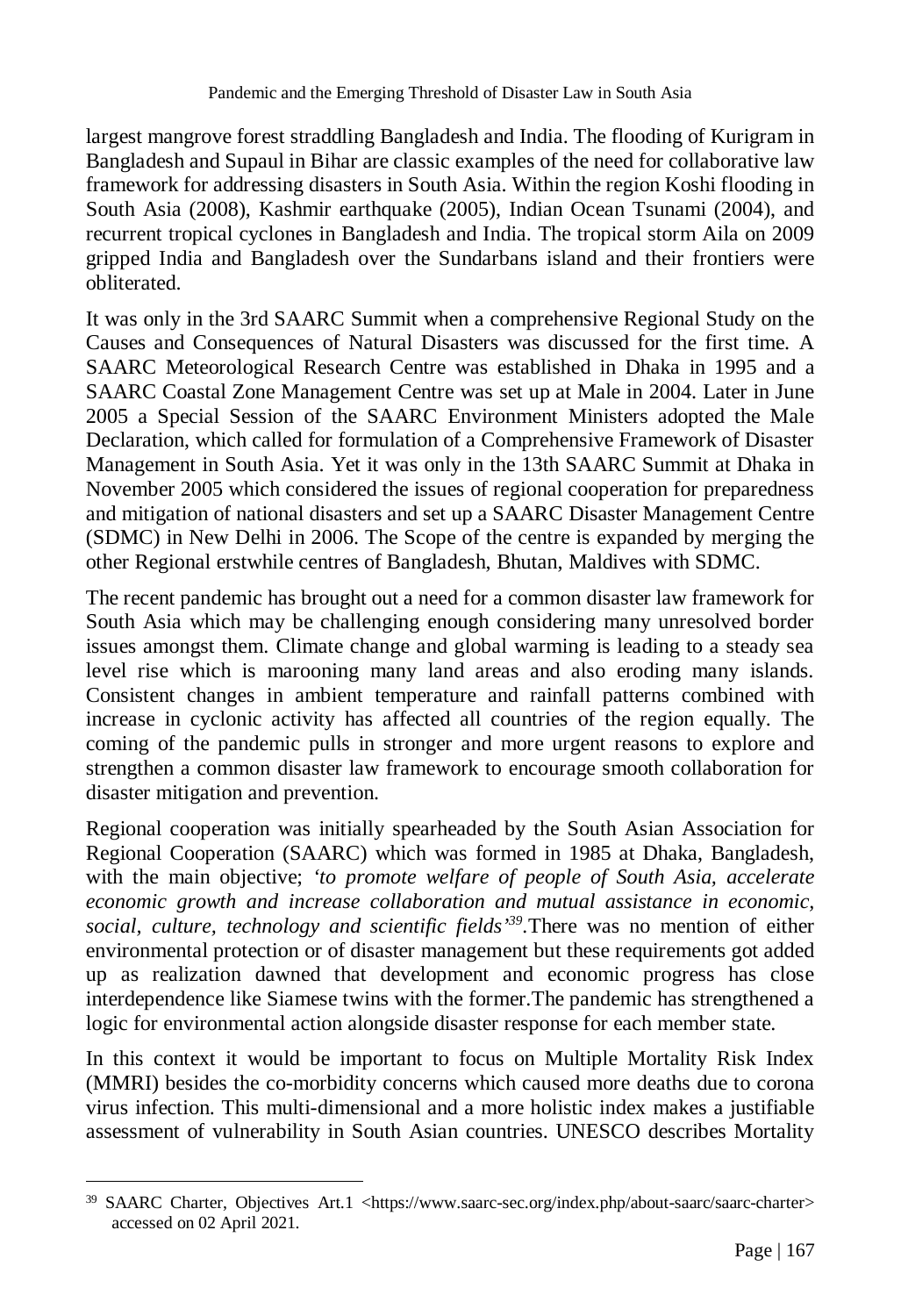largest mangrove forest straddling Bangladesh and India. The flooding of Kurigram in Bangladesh and Supaul in Bihar are classic examples of the need for collaborative law framework for addressing disasters in South Asia. Within the region Koshi flooding in South Asia (2008), Kashmir earthquake (2005), Indian Ocean Tsunami (2004), and recurrent tropical cyclones in Bangladesh and India. The tropical storm Aila on 2009 gripped India and Bangladesh over the Sundarbans island and their frontiers were obliterated.

It was only in the 3rd SAARC Summit when a comprehensive Regional Study on the Causes and Consequences of Natural Disasters was discussed for the first time. A SAARC Meteorological Research Centre was established in Dhaka in 1995 and a SAARC Coastal Zone Management Centre was set up at Male in 2004. Later in June 2005 a Special Session of the SAARC Environment Ministers adopted the Male Declaration, which called for formulation of a Comprehensive Framework of Disaster Management in South Asia. Yet it was only in the 13th SAARC Summit at Dhaka in November 2005 which considered the issues of regional cooperation for preparedness and mitigation of national disasters and set up a SAARC Disaster Management Centre (SDMC) in New Delhi in 2006. The Scope of the centre is expanded by merging the other Regional erstwhile centres of Bangladesh, Bhutan, Maldives with SDMC.

The recent pandemic has brought out a need for a common disaster law framework for South Asia which may be challenging enough considering many unresolved border issues amongst them. Climate change and global warming is leading to a steady sea level rise which is marooning many land areas and also eroding many islands. Consistent changes in ambient temperature and rainfall patterns combined with increase in cyclonic activity has affected all countries of the region equally. The coming of the pandemic pulls in stronger and more urgent reasons to explore and strengthen a common disaster law framework to encourage smooth collaboration for disaster mitigation and prevention.

Regional cooperation was initially spearheaded by the South Asian Association for Regional Cooperation (SAARC) which was formed in 1985 at Dhaka, Bangladesh, with the main objective; *'to promote welfare of people of South Asia, accelerate economic growth and increase collaboration and mutual assistance in economic, social, culture, technology and scientific fields'*[39].There was no mention of either environmental protection or of disaster management but these requirements got added up as realization dawned that development and economic progress has close interdependence like Siamese twins with the former.The pandemic has strengthened a logic for environmental action alongside disaster response for each member state.

In this context it would be important to focus on Multiple Mortality Risk Index (MMRI) besides the co-morbidity concerns which caused more deaths due to corona virus infection. This multi-dimensional and a more holistic index makes a justifiable assessment of vulnerability in South Asian countries. UNESCO describes Mortality

---

[39] SAARC Charter, Objectives Art.1 <https://www.saarc-sec.org/index.php/about-saarc/saarc-charter> accessed on 02 April 2021.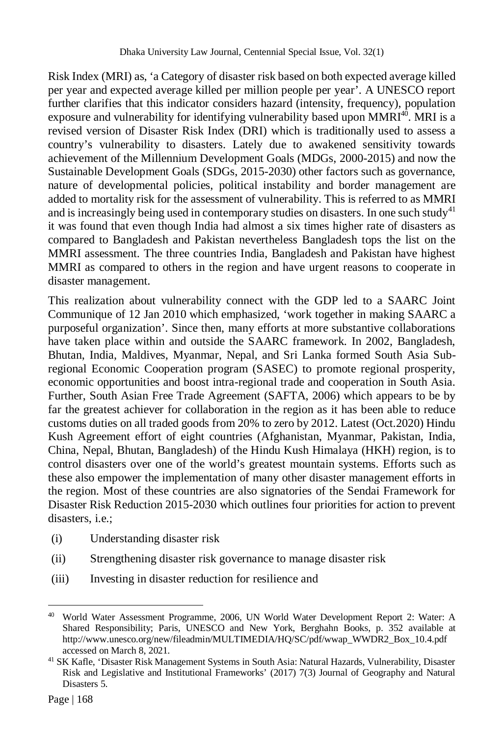Risk Index (MRI) as, 'a Category of disaster risk based on both expected average killed per year and expected average killed per million people per year'. A UNESCO report further clarifies that this indicator considers hazard (intensity, frequency), population exposure and vulnerability for identifying vulnerability based upon MMRI[40]. MRI is a revised version of Disaster Risk Index (DRI) which is traditionally used to assess a country's vulnerability to disasters. Lately due to awakened sensitivity towards achievement of the Millennium Development Goals (MDGs, 2000-2015) and now the Sustainable Development Goals (SDGs, 2015-2030) other factors such as governance, nature of developmental policies, political instability and border management are added to mortality risk for the assessment of vulnerability. This is referred to as MMRI and is increasingly being used in contemporary studies on disasters. In one such study[41] it was found that even though India had almost a six times higher rate of disasters as compared to Bangladesh and Pakistan nevertheless Bangladesh tops the list on the MMRI assessment. The three countries India, Bangladesh and Pakistan have highest MMRI as compared to others in the region and have urgent reasons to cooperate in disaster management.

This realization about vulnerability connect with the GDP led to a SAARC Joint Communique of 12 Jan 2010 which emphasized, 'work together in making SAARC a purposeful organization'. Since then, many efforts at more substantive collaborations have taken place within and outside the SAARC framework. In 2002, Bangladesh, Bhutan, India, Maldives, Myanmar, Nepal, and Sri Lanka formed South Asia Sub-regional Economic Cooperation program (SASEC) to promote regional prosperity, economic opportunities and boost intra-regional trade and cooperation in South Asia. Further, South Asian Free Trade Agreement (SAFTA, 2006) which appears to be by far the greatest achiever for collaboration in the region as it has been able to reduce customs duties on all traded goods from 20% to zero by 2012. Latest (Oct.2020) Hindu Kush Agreement effort of eight countries (Afghanistan, Myanmar, Pakistan, India, China, Nepal, Bhutan, Bangladesh) of the Hindu Kush Himalaya (HKH) region, is to control disasters over one of the world's greatest mountain systems. Efforts such as these also empower the implementation of many other disaster management efforts in the region. Most of these countries are also signatories of the Sendai Framework for Disaster Risk Reduction 2015-2030 which outlines four priorities for action to prevent disasters, i.e.;

(i) Understanding disaster risk

(ii) Strengthening disaster risk governance to manage disaster risk

(iii) Investing in disaster reduction for resilience and

---

[40] World Water Assessment Programme, 2006, UN World Water Development Report 2: Water: A Shared Responsibility; Paris, UNESCO and New York, Berghahn Books, p. 352 available at http://www.unesco.org/new/fileadmin/MULTIMEDIA/HQ/SC/pdf/wwap_WWDR2_Box_10.4.pdf accessed on March 8, 2021.

[41] SK Kafle, 'Disaster Risk Management Systems in South Asia: Natural Hazards, Vulnerability, Disaster Risk and Legislative and Institutional Frameworks' (2017) 7(3) Journal of Geography and Natural Disasters 5.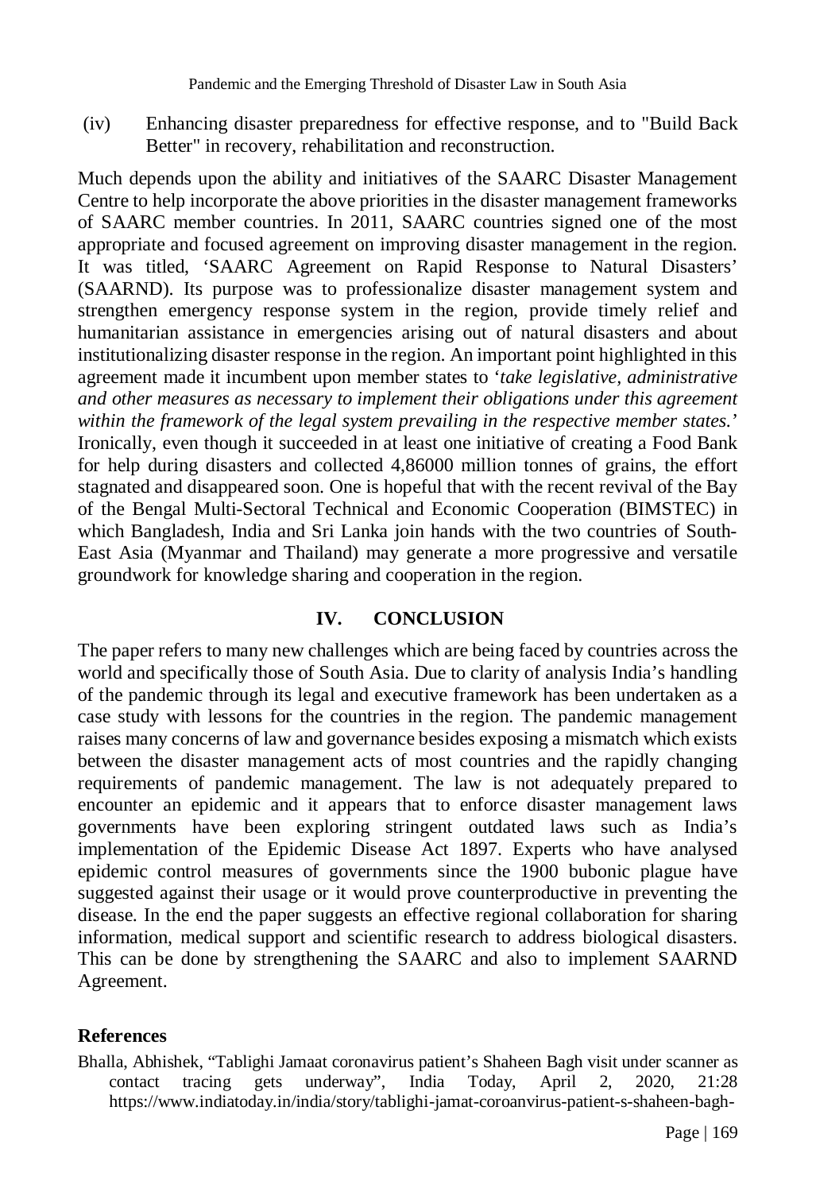(iv) Enhancing disaster preparedness for effective response, and to "Build Back Better" in recovery, rehabilitation and reconstruction.

Much depends upon the ability and initiatives of the SAARC Disaster Management Centre to help incorporate the above priorities in the disaster management frameworks of SAARC member countries. In 2011, SAARC countries signed one of the most appropriate and focused agreement on improving disaster management in the region. It was titled, 'SAARC Agreement on Rapid Response to Natural Disasters' (SAARND). Its purpose was to professionalize disaster management system and strengthen emergency response system in the region, provide timely relief and humanitarian assistance in emergencies arising out of natural disasters and about institutionalizing disaster response in the region. An important point highlighted in this agreement made it incumbent upon member states to '*take legislative, administrative and other measures as necessary to implement their obligations under this agreement within the framework of the legal system prevailing in the respective member states.*' Ironically, even though it succeeded in at least one initiative of creating a Food Bank for help during disasters and collected 4,86000 million tonnes of grains, the effort stagnated and disappeared soon. One is hopeful that with the recent revival of the Bay of the Bengal Multi-Sectoral Technical and Economic Cooperation (BIMSTEC) in which Bangladesh, India and Sri Lanka join hands with the two countries of South-East Asia (Myanmar and Thailand) may generate a more progressive and versatile groundwork for knowledge sharing and cooperation in the region.

## IV. CONCLUSION

The paper refers to many new challenges which are being faced by countries across the world and specifically those of South Asia. Due to clarity of analysis India's handling of the pandemic through its legal and executive framework has been undertaken as a case study with lessons for the countries in the region. The pandemic management raises many concerns of law and governance besides exposing a mismatch which exists between the disaster management acts of most countries and the rapidly changing requirements of pandemic management. The law is not adequately prepared to encounter an epidemic and it appears that to enforce disaster management laws governments have been exploring stringent outdated laws such as India's implementation of the Epidemic Disease Act 1897. Experts who have analysed epidemic control measures of governments since the 1900 bubonic plague have suggested against their usage or it would prove counterproductive in preventing the disease. In the end the paper suggests an effective regional collaboration for sharing information, medical support and scientific research to address biological disasters. This can be done by strengthening the SAARC and also to implement SAARND Agreement.

### References

Bhalla, Abhishek, "Tablighi Jamaat coronavirus patient's Shaheen Bagh visit under scanner as contact tracing gets underway", India Today, April 2, 2020, 21:28 https://www.indiatoday.in/india/story/tablighi-jamat-coroanvirus-patient-s-shaheen-bagh-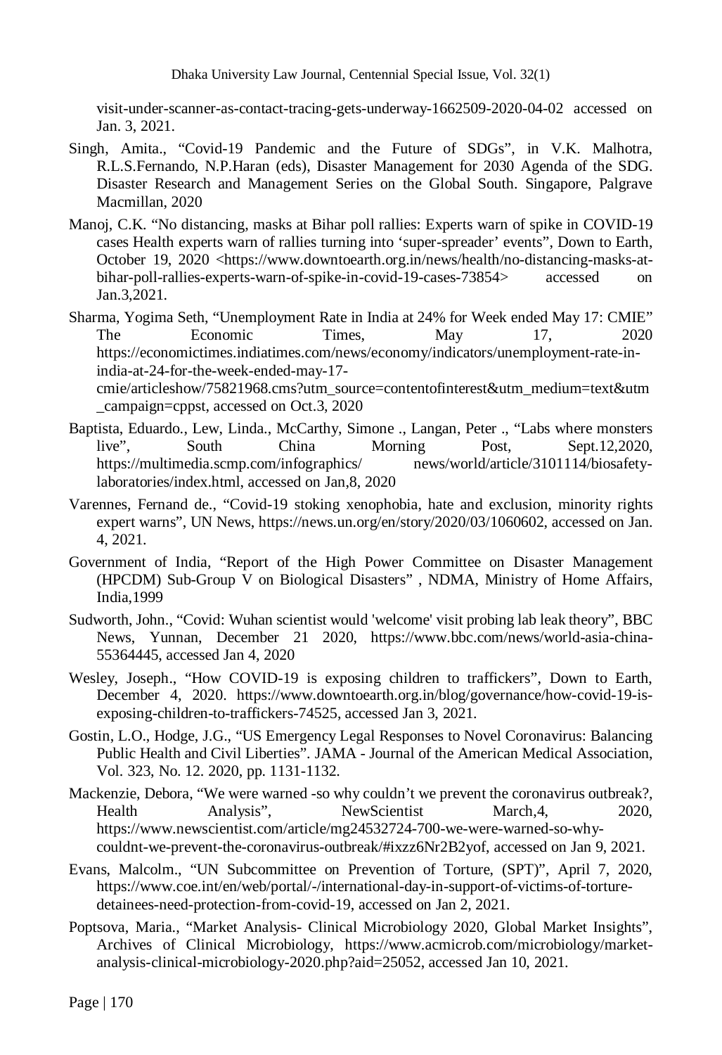visit-under-scanner-as-contact-tracing-gets-underway-1662509-2020-04-02 accessed on Jan. 3, 2021.

Singh, Amita., "Covid-19 Pandemic and the Future of SDGs", in V.K. Malhotra, R.L.S.Fernando, N.P.Haran (eds), Disaster Management for 2030 Agenda of the SDG. Disaster Research and Management Series on the Global South. Singapore, Palgrave Macmillan, 2020

Manoj, C.K. "No distancing, masks at Bihar poll rallies: Experts warn of spike in COVID-19 cases Health experts warn of rallies turning into 'super-spreader' events", Down to Earth, October 19, 2020 <https://www.downtoearth.org.in/news/health/no-distancing-masks-at-bihar-poll-rallies-experts-warn-of-spike-in-covid-19-cases-73854> accessed on Jan.3,2021.

Sharma, Yogima Seth, "Unemployment Rate in India at 24% for Week ended May 17: CMIE" The Economic Times, May 17, 2020 https://economictimes.indiatimes.com/news/economy/indicators/unemployment-rate-in-india-at-24-for-the-week-ended-may-17-cmie/articleshow/75821968.cms?utm_source=contentofinterest&utm_medium=text&utm_campaign=cppst, accessed on Oct.3, 2020

Baptista, Eduardo., Lew, Linda., McCarthy, Simone ., Langan, Peter ., "Labs where monsters live", South China Morning Post, Sept.12,2020, https://multimedia.scmp.com/infographics/ news/world/article/3101114/biosafety-laboratories/index.html, accessed on Jan,8, 2020

Varennes, Fernand de., "Covid-19 stoking xenophobia, hate and exclusion, minority rights expert warns", UN News, https://news.un.org/en/story/2020/03/1060602, accessed on Jan. 4, 2021.

Government of India, "Report of the High Power Committee on Disaster Management (HPCDM) Sub-Group V on Biological Disasters" , NDMA, Ministry of Home Affairs, India,1999

Sudworth, John., "Covid: Wuhan scientist would 'welcome' visit probing lab leak theory", BBC News, Yunnan, December 21 2020, https://www.bbc.com/news/world-asia-china-55364445, accessed Jan 4, 2020

Wesley, Joseph., "How COVID-19 is exposing children to traffickers", Down to Earth, December 4, 2020. https://www.downtoearth.org.in/blog/governance/how-covid-19-is-exposing-children-to-traffickers-74525, accessed Jan 3, 2021.

Gostin, L.O., Hodge, J.G., "US Emergency Legal Responses to Novel Coronavirus: Balancing Public Health and Civil Liberties". JAMA - Journal of the American Medical Association, Vol. 323, No. 12. 2020, pp. 1131-1132.

Mackenzie, Debora, "We were warned -so why couldn't we prevent the coronavirus outbreak?, Health Analysis", NewScientist March,4, 2020, https://www.newscientist.com/article/mg24532724-700-we-were-warned-so-why-couldnt-we-prevent-the-coronavirus-outbreak/#ixzz6Nr2B2yof, accessed on Jan 9, 2021.

Evans, Malcolm., "UN Subcommittee on Prevention of Torture, (SPT)", April 7, 2020, https://www.coe.int/en/web/portal/-/international-day-in-support-of-victims-of-torture-detainees-need-protection-from-covid-19, accessed on Jan 2, 2021.

Poptsova, Maria., "Market Analysis- Clinical Microbiology 2020, Global Market Insights", Archives of Clinical Microbiology, https://www.acmicrob.com/microbiology/market-analysis-clinical-microbiology-2020.php?aid=25052, accessed Jan 10, 2021.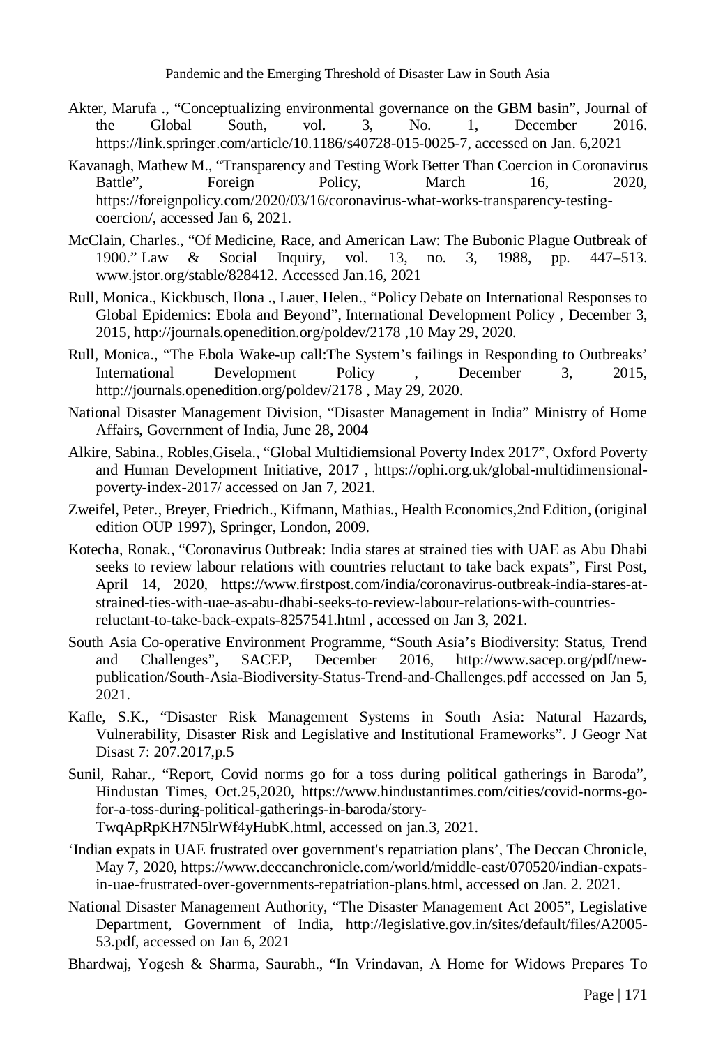Akter, Marufa ., "Conceptualizing environmental governance on the GBM basin", Journal of the Global South, vol. 3, No. 1, December 2016. https://link.springer.com/article/10.1186/s40728-015-0025-7, accessed on Jan. 6,2021

Kavanagh, Mathew M., "Transparency and Testing Work Better Than Coercion in Coronavirus Battle", Foreign Policy, March 16, 2020, https://foreignpolicy.com/2020/03/16/coronavirus-what-works-transparency-testing-coercion/, accessed Jan 6, 2021.

McClain, Charles., "Of Medicine, Race, and American Law: The Bubonic Plague Outbreak of 1900." Law & Social Inquiry, vol. 13, no. 3, 1988, pp. 447–513. www.jstor.org/stable/828412. Accessed Jan.16, 2021

Rull, Monica., Kickbusch, Ilona ., Lauer, Helen., "Policy Debate on International Responses to Global Epidemics: Ebola and Beyond", International Development Policy , December 3, 2015, http://journals.openedition.org/poldev/2178 ,10 May 29, 2020.

Rull, Monica., "The Ebola Wake-up call:The System's failings in Responding to Outbreaks' International Development Policy , December 3, 2015, http://journals.openedition.org/poldev/2178 , May 29, 2020.

National Disaster Management Division, "Disaster Management in India" Ministry of Home Affairs, Government of India, June 28, 2004

Alkire, Sabina., Robles,Gisela., "Global Multidiemsional Poverty Index 2017", Oxford Poverty and Human Development Initiative, 2017 , https://ophi.org.uk/global-multidimensional-poverty-index-2017/ accessed on Jan 7, 2021.

Zweifel, Peter., Breyer, Friedrich., Kifmann, Mathias., Health Economics,2nd Edition, (original edition OUP 1997), Springer, London, 2009.

Kotecha, Ronak., "Coronavirus Outbreak: India stares at strained ties with UAE as Abu Dhabi seeks to review labour relations with countries reluctant to take back expats", First Post, April 14, 2020, https://www.firstpost.com/india/coronavirus-outbreak-india-stares-at-strained-ties-with-uae-as-abu-dhabi-seeks-to-review-labour-relations-with-countries-reluctant-to-take-back-expats-8257541.html , accessed on Jan 3, 2021.

South Asia Co-operative Environment Programme, "South Asia's Biodiversity: Status, Trend and Challenges", SACEP, December 2016, http://www.sacep.org/pdf/new-publication/South-Asia-Biodiversity-Status-Trend-and-Challenges.pdf accessed on Jan 5, 2021.

Kafle, S.K., "Disaster Risk Management Systems in South Asia: Natural Hazards, Vulnerability, Disaster Risk and Legislative and Institutional Frameworks". J Geogr Nat Disast 7: 207.2017,p.5

Sunil, Rahar., "Report, Covid norms go for a toss during political gatherings in Baroda", Hindustan Times, Oct.25,2020, https://www.hindustantimes.com/cities/covid-norms-go-for-a-toss-during-political-gatherings-in-baroda/story-TwqApRpKH7N5lrWf4yHubK.html, accessed on jan.3, 2021.

'Indian expats in UAE frustrated over government's repatriation plans', The Deccan Chronicle, May 7, 2020, https://www.deccanchronicle.com/world/middle-east/070520/indian-expats-in-uae-frustrated-over-governments-repatriation-plans.html, accessed on Jan. 2. 2021.

National Disaster Management Authority, "The Disaster Management Act 2005", Legislative Department, Government of India, http://legislative.gov.in/sites/default/files/A2005-53.pdf, accessed on Jan 6, 2021

Bhardwaj, Yogesh & Sharma, Saurabh., "In Vrindavan, A Home for Widows Prepares To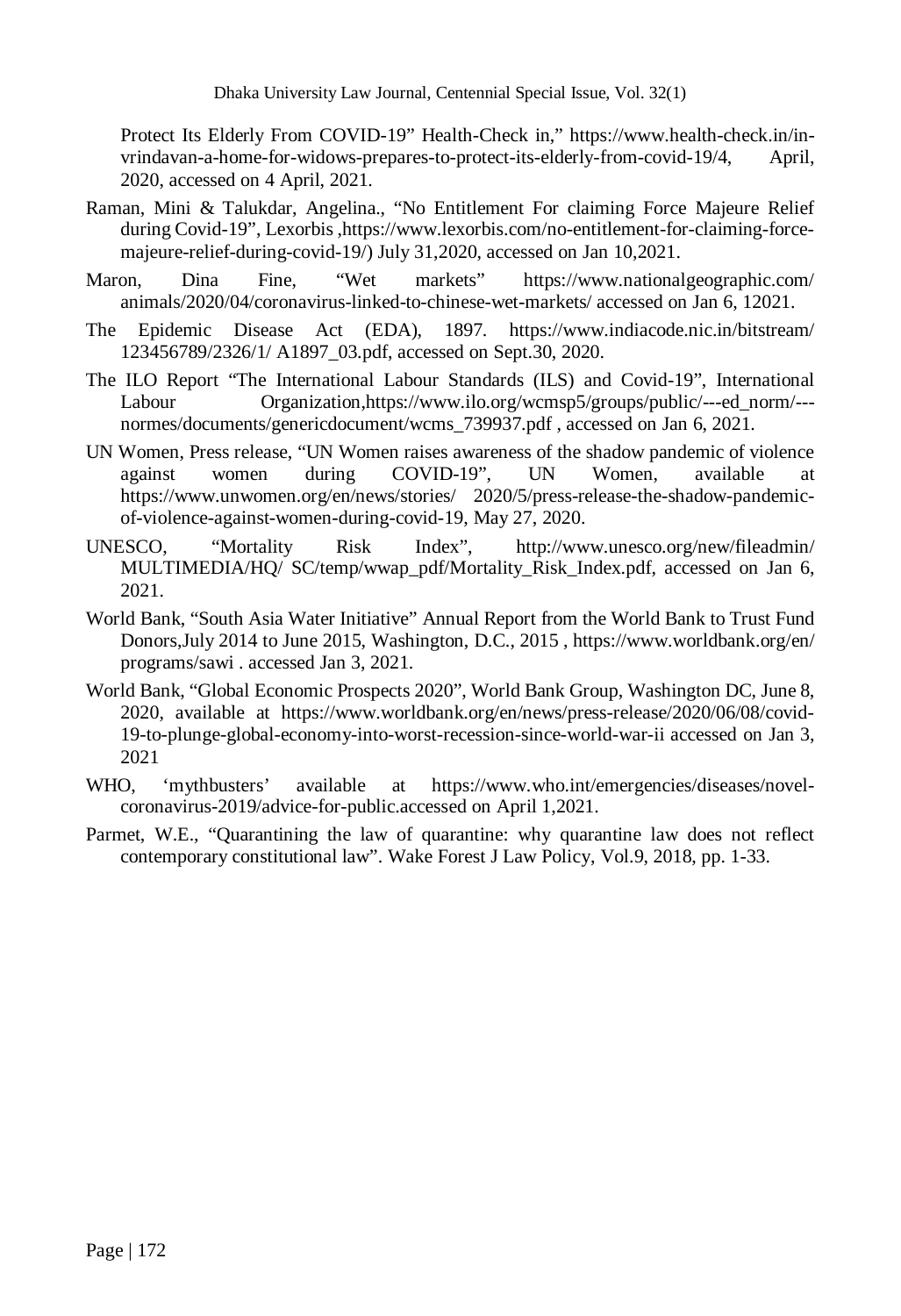Protect Its Elderly From COVID-19" Health-Check in," https://www.health-check.in/in-vrindavan-a-home-for-widows-prepares-to-protect-its-elderly-from-covid-19/4, April, 2020, accessed on 4 April, 2021.

Raman, Mini & Talukdar, Angelina., "No Entitlement For claiming Force Majeure Relief during Covid-19", Lexorbis ,https://www.lexorbis.com/no-entitlement-for-claiming-force-majeure-relief-during-covid-19/) July 31,2020, accessed on Jan 10,2021.

Maron, Dina Fine, "Wet markets" https://www.nationalgeographic.com/animals/2020/04/coronavirus-linked-to-chinese-wet-markets/ accessed on Jan 6, 12021.

The Epidemic Disease Act (EDA), 1897. https://www.indiacode.nic.in/bitstream/123456789/2326/1/ A1897_03.pdf, accessed on Sept.30, 2020.

The ILO Report "The International Labour Standards (ILS) and Covid-19", International Labour Organization,https://www.ilo.org/wcmsp5/groups/public/---ed_norm/---normes/documents/genericdocument/wcms_739937.pdf , accessed on Jan 6, 2021.

UN Women, Press release, "UN Women raises awareness of the shadow pandemic of violence against women during COVID-19", UN Women, available at https://www.unwomen.org/en/news/stories/ 2020/5/press-release-the-shadow-pandemic-of-violence-against-women-during-covid-19, May 27, 2020.

UNESCO, "Mortality Risk Index", http://www.unesco.org/new/fileadmin/MULTIMEDIA/HQ/ SC/temp/wwap_pdf/Mortality_Risk_Index.pdf, accessed on Jan 6, 2021.

World Bank, "South Asia Water Initiative" Annual Report from the World Bank to Trust Fund Donors,July 2014 to June 2015, Washington, D.C., 2015 , https://www.worldbank.org/en/programs/sawi . accessed Jan 3, 2021.

World Bank, "Global Economic Prospects 2020", World Bank Group, Washington DC, June 8, 2020, available at https://www.worldbank.org/en/news/press-release/2020/06/08/covid-19-to-plunge-global-economy-into-worst-recession-since-world-war-ii accessed on Jan 3, 2021

WHO, 'mythbusters' available at https://www.who.int/emergencies/diseases/novel-coronavirus-2019/advice-for-public.accessed on April 1,2021.

Parmet, W.E., "Quarantining the law of quarantine: why quarantine law does not reflect contemporary constitutional law". Wake Forest J Law Policy, Vol.9, 2018, pp. 1-33.